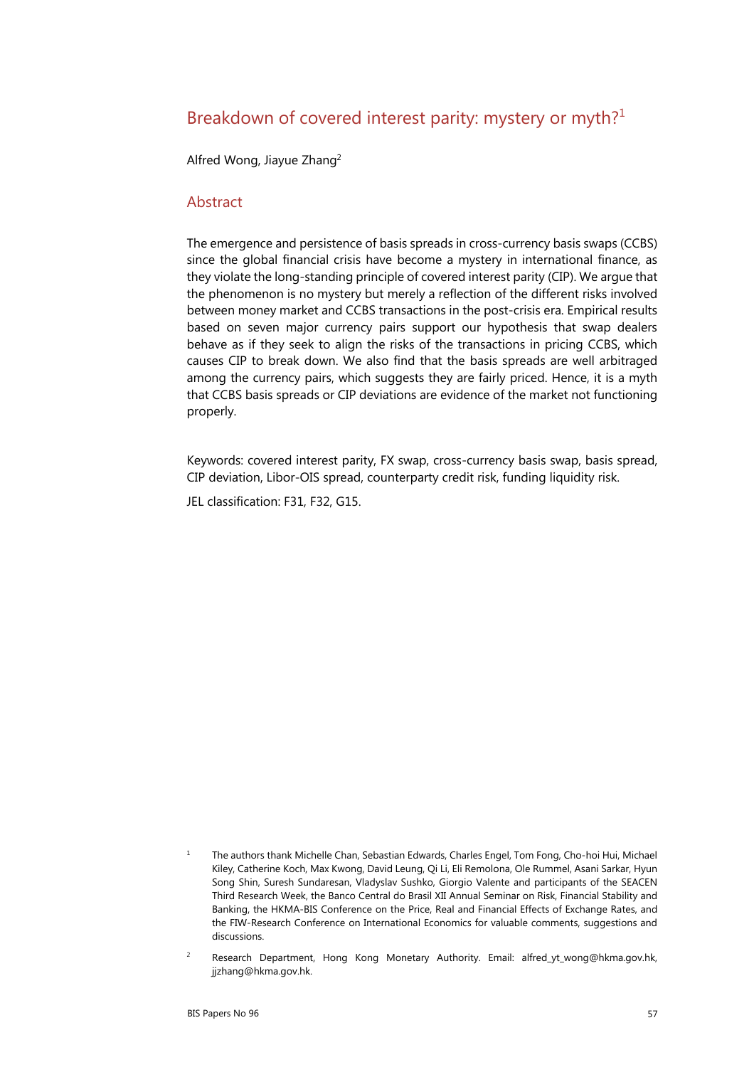# Breakdown of covered interest parity: mystery or myth?[1]

Alfred Wong, Jiayue Zhang[2]

## Abstract

The emergence and persistence of basis spreads in cross-currency basis swaps (CCBS) since the global financial crisis have become a mystery in international finance, as they violate the long-standing principle of covered interest parity (CIP). We argue that the phenomenon is no mystery but merely a reflection of the different risks involved between money market and CCBS transactions in the post-crisis era. Empirical results based on seven major currency pairs support our hypothesis that swap dealers behave as if they seek to align the risks of the transactions in pricing CCBS, which causes CIP to break down. We also find that the basis spreads are well arbitraged among the currency pairs, which suggests they are fairly priced. Hence, it is a myth that CCBS basis spreads or CIP deviations are evidence of the market not functioning properly.

Keywords: covered interest parity, FX swap, cross-currency basis swap, basis spread, CIP deviation, Libor-OIS spread, counterparty credit risk, funding liquidity risk.

JEL classification: F31, F32, G15.

---

[1] The authors thank Michelle Chan, Sebastian Edwards, Charles Engel, Tom Fong, Cho-hoi Hui, Michael Kiley, Catherine Koch, Max Kwong, David Leung, Qi Li, Eli Remolona, Ole Rummel, Asani Sarkar, Hyun Song Shin, Suresh Sundaresan, Vladyslav Sushko, Giorgio Valente and participants of the SEACEN Third Research Week, the Banco Central do Brasil XII Annual Seminar on Risk, Financial Stability and Banking, the HKMA-BIS Conference on the Price, Real and Financial Effects of Exchange Rates, and the FIW-Research Conference on International Economics for valuable comments, suggestions and discussions.

[2] Research Department, Hong Kong Monetary Authority. Email: alfred_yt_wong@hkma.gov.hk, jjzhang@hkma.gov.hk.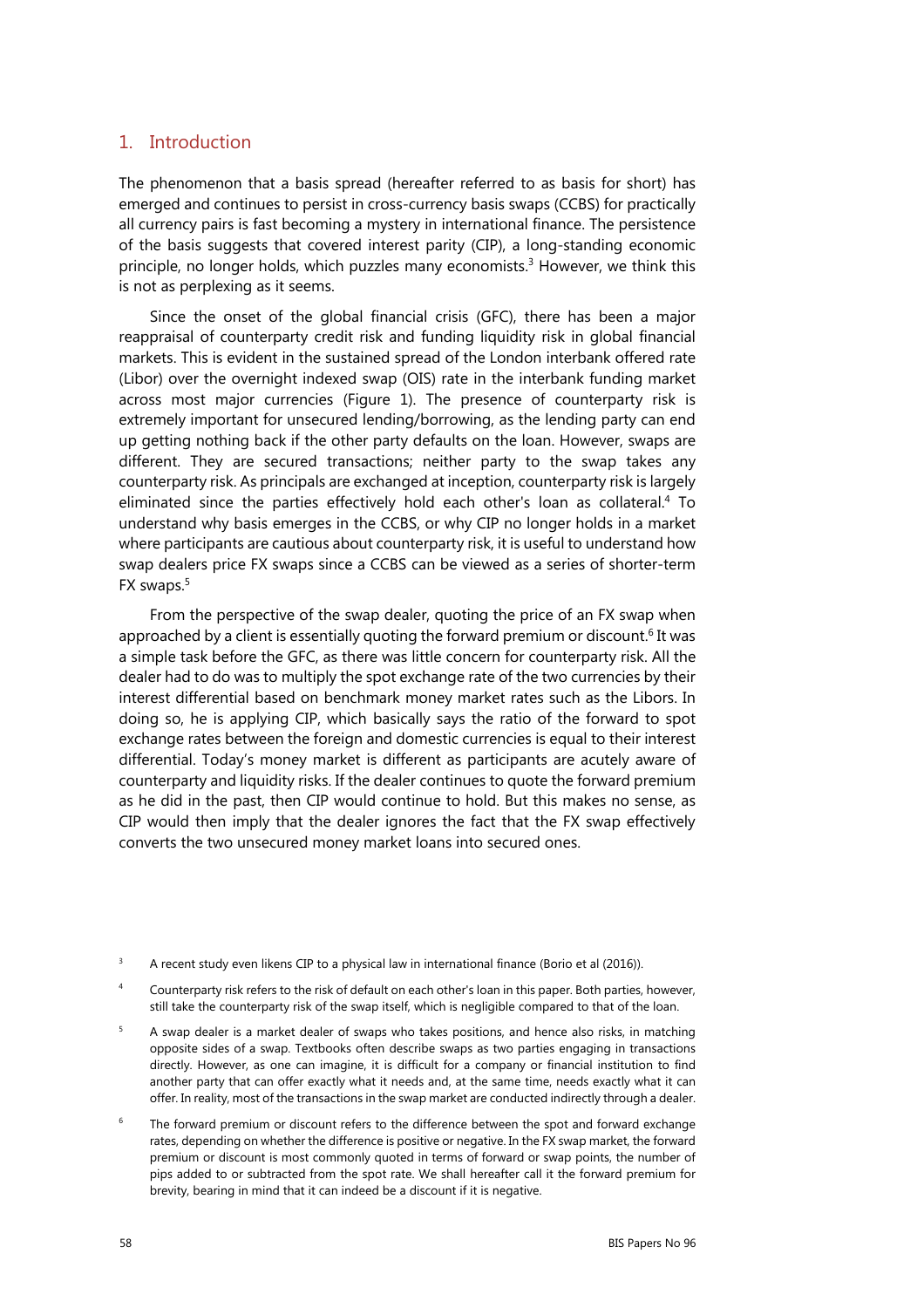## 1. Introduction

The phenomenon that a basis spread (hereafter referred to as basis for short) has emerged and continues to persist in cross-currency basis swaps (CCBS) for practically all currency pairs is fast becoming a mystery in international finance. The persistence of the basis suggests that covered interest parity (CIP), a long-standing economic principle, no longer holds, which puzzles many economists.[3] However, we think this is not as perplexing as it seems.

Since the onset of the global financial crisis (GFC), there has been a major reappraisal of counterparty credit risk and funding liquidity risk in global financial markets. This is evident in the sustained spread of the London interbank offered rate (Libor) over the overnight indexed swap (OIS) rate in the interbank funding market across most major currencies (Figure 1). The presence of counterparty risk is extremely important for unsecured lending/borrowing, as the lending party can end up getting nothing back if the other party defaults on the loan. However, swaps are different. They are secured transactions; neither party to the swap takes any counterparty risk. As principals are exchanged at inception, counterparty risk is largely eliminated since the parties effectively hold each other's loan as collateral.[4] To understand why basis emerges in the CCBS, or why CIP no longer holds in a market where participants are cautious about counterparty risk, it is useful to understand how swap dealers price FX swaps since a CCBS can be viewed as a series of shorter-term FX swaps.[5]

From the perspective of the swap dealer, quoting the price of an FX swap when approached by a client is essentially quoting the forward premium or discount.[6] It was a simple task before the GFC, as there was little concern for counterparty risk. All the dealer had to do was to multiply the spot exchange rate of the two currencies by their interest differential based on benchmark money market rates such as the Libors. In doing so, he is applying CIP, which basically says the ratio of the forward to spot exchange rates between the foreign and domestic currencies is equal to their interest differential. Today's money market is different as participants are acutely aware of counterparty and liquidity risks. If the dealer continues to quote the forward premium as he did in the past, then CIP would continue to hold. But this makes no sense, as CIP would then imply that the dealer ignores the fact that the FX swap effectively converts the two unsecured money market loans into secured ones.

[3] A recent study even likens CIP to a physical law in international finance (Borio et al (2016)).

[4] Counterparty risk refers to the risk of default on each other's loan in this paper. Both parties, however, still take the counterparty risk of the swap itself, which is negligible compared to that of the loan.

[5] A swap dealer is a market dealer of swaps who takes positions, and hence also risks, in matching opposite sides of a swap. Textbooks often describe swaps as two parties engaging in transactions directly. However, as one can imagine, it is difficult for a company or financial institution to find another party that can offer exactly what it needs and, at the same time, needs exactly what it can offer. In reality, most of the transactions in the swap market are conducted indirectly through a dealer.

[6] The forward premium or discount refers to the difference between the spot and forward exchange rates, depending on whether the difference is positive or negative. In the FX swap market, the forward premium or discount is most commonly quoted in terms of forward or swap points, the number of pips added to or subtracted from the spot rate. We shall hereafter call it the forward premium for brevity, bearing in mind that it can indeed be a discount if it is negative.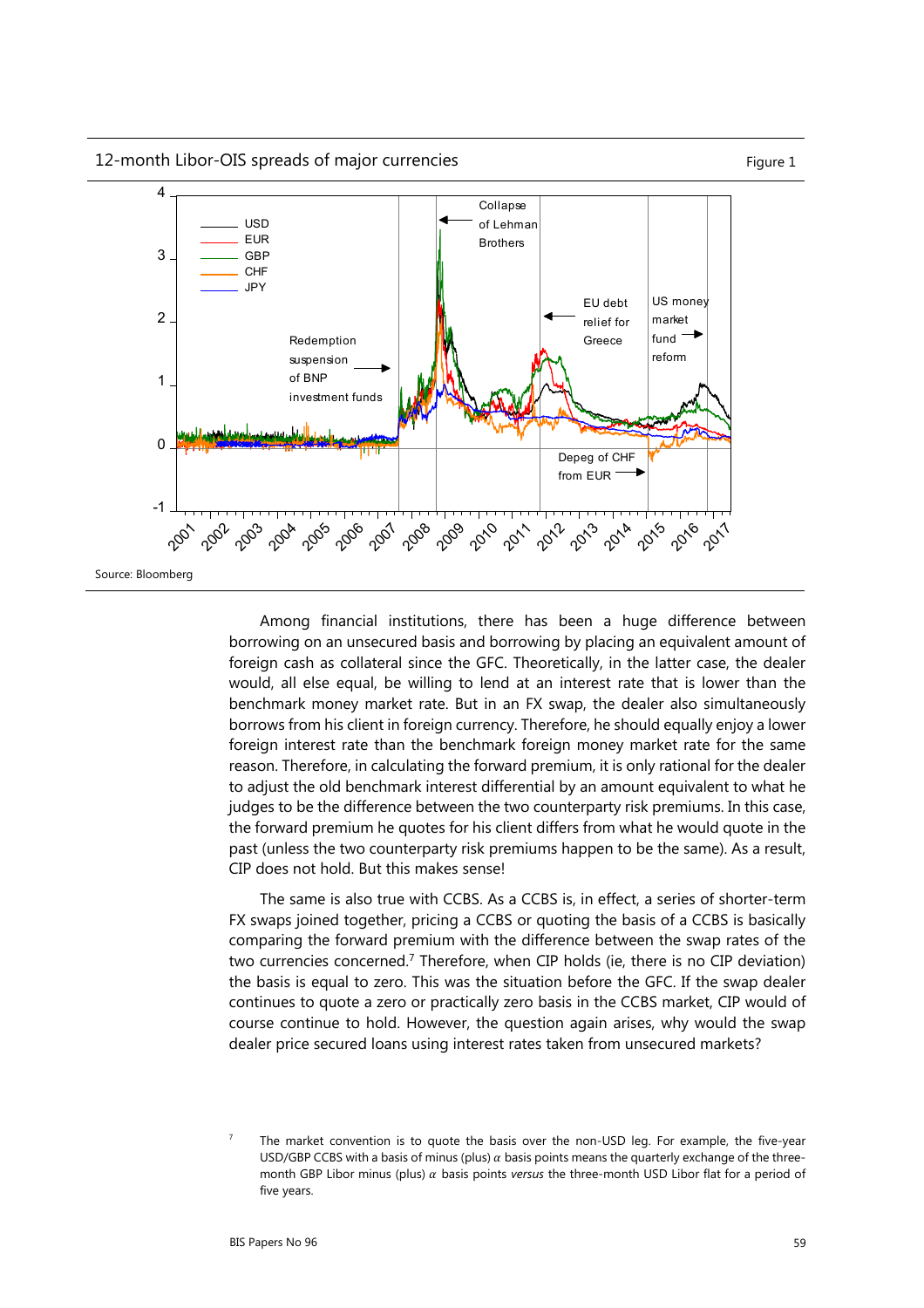12-month Libor-OIS spreads of major currencies

Figure 1

Source: Bloomberg

Among financial institutions, there has been a huge difference between borrowing on an unsecured basis and borrowing by placing an equivalent amount of foreign cash as collateral since the GFC. Theoretically, in the latter case, the dealer would, all else equal, be willing to lend at an interest rate that is lower than the benchmark money market rate. But in an FX swap, the dealer also simultaneously borrows from his client in foreign currency. Therefore, he should equally enjoy a lower foreign interest rate than the benchmark foreign money market rate for the same reason. Therefore, in calculating the forward premium, it is only rational for the dealer to adjust the old benchmark interest differential by an amount equivalent to what he judges to be the difference between the two counterparty risk premiums. In this case, the forward premium he quotes for his client differs from what he would quote in the past (unless the two counterparty risk premiums happen to be the same). As a result, CIP does not hold. But this makes sense!

The same is also true with CCBS. As a CCBS is, in effect, a series of shorter-term FX swaps joined together, pricing a CCBS or quoting the basis of a CCBS is basically comparing the forward premium with the difference between the swap rates of the two currencies concerned.[7] Therefore, when CIP holds (ie, there is no CIP deviation) the basis is equal to zero. This was the situation before the GFC. If the swap dealer continues to quote a zero or practically zero basis in the CCBS market, CIP would of course continue to hold. However, the question again arises, why would the swap dealer price secured loans using interest rates taken from unsecured markets?

[7] The market convention is to quote the basis over the non-USD leg. For example, the five-year USD/GBP CCBS with a basis of minus (plus) $\alpha$ basis points means the quarterly exchange of the three-month GBP Libor minus (plus) $\alpha$ basis points *versus* the three-month USD Libor flat for a period of five years.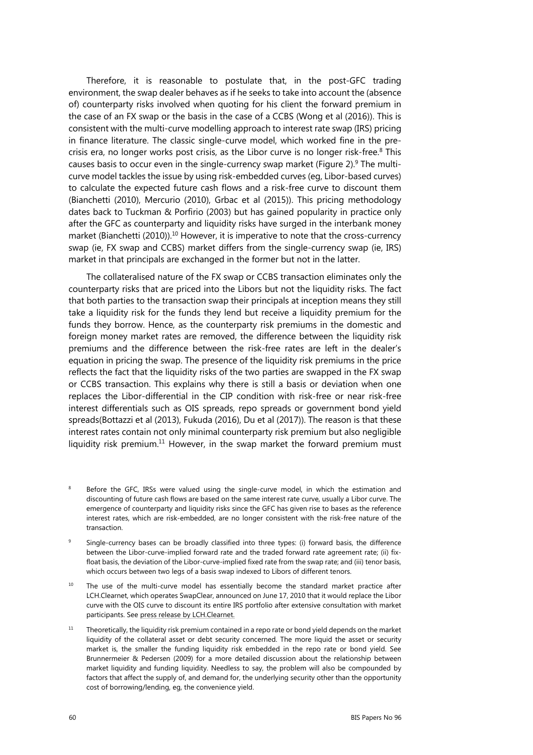Therefore, it is reasonable to postulate that, in the post-GFC trading environment, the swap dealer behaves as if he seeks to take into account the (absence of) counterparty risks involved when quoting for his client the forward premium in the case of an FX swap or the basis in the case of a CCBS (Wong et al (2016)). This is consistent with the multi-curve modelling approach to interest rate swap (IRS) pricing in finance literature. The classic single-curve model, which worked fine in the pre-crisis era, no longer works post crisis, as the Libor curve is no longer risk-free.[8] This causes basis to occur even in the single-currency swap market (Figure 2).[9] The multi-curve model tackles the issue by using risk-embedded curves (eg, Libor-based curves) to calculate the expected future cash flows and a risk-free curve to discount them (Bianchetti (2010), Mercurio (2010), Grbac et al (2015)). This pricing methodology dates back to Tuckman & Porfirio (2003) but has gained popularity in practice only after the GFC as counterparty and liquidity risks have surged in the interbank money market (Bianchetti (2010)).[10] However, it is imperative to note that the cross-currency swap (ie, FX swap and CCBS) market differs from the single-currency swap (ie, IRS) market in that principals are exchanged in the former but not in the latter.

The collateralised nature of the FX swap or CCBS transaction eliminates only the counterparty risks that are priced into the Libors but not the liquidity risks. The fact that both parties to the transaction swap their principals at inception means they still take a liquidity risk for the funds they lend but receive a liquidity premium for the funds they borrow. Hence, as the counterparty risk premiums in the domestic and foreign money market rates are removed, the difference between the liquidity risk premiums and the difference between the risk-free rates are left in the dealer's equation in pricing the swap. The presence of the liquidity risk premiums in the price reflects the fact that the liquidity risks of the two parties are swapped in the FX swap or CCBS transaction. This explains why there is still a basis or deviation when one replaces the Libor-differential in the CIP condition with risk-free or near risk-free interest differentials such as OIS spreads, repo spreads or government bond yield spreads(Bottazzi et al (2013), Fukuda (2016), Du et al (2017)). The reason is that these interest rates contain not only minimal counterparty risk premium but also negligible liquidity risk premium.[11] However, in the swap market the forward premium must

[8] Before the GFC, IRSs were valued using the single-curve model, in which the estimation and discounting of future cash flows are based on the same interest rate curve, usually a Libor curve. The emergence of counterparty and liquidity risks since the GFC has given rise to bases as the reference interest rates, which are risk-embedded, are no longer consistent with the risk-free nature of the transaction.

[9] Single-currency bases can be broadly classified into three types: (i) forward basis, the difference between the Libor-curve-implied forward rate and the traded forward rate agreement rate; (ii) fix-float basis, the deviation of the Libor-curve-implied fixed rate from the swap rate; and (iii) tenor basis, which occurs between two legs of a basis swap indexed to Libors of different tenors.

[10] The use of the multi-curve model has essentially become the standard market practice after LCH.Clearnet, which operates SwapClear, announced on June 17, 2010 that it would replace the Libor curve with the OIS curve to discount its entire IRS portfolio after extensive consultation with market participants. See press release by LCH.Clearnet.

[11] Theoretically, the liquidity risk premium contained in a repo rate or bond yield depends on the market liquidity of the collateral asset or debt security concerned. The more liquid the asset or security market is, the smaller the funding liquidity risk embedded in the repo rate or bond yield. See Brunnermeier & Pedersen (2009) for a more detailed discussion about the relationship between market liquidity and funding liquidity. Needless to say, the problem will also be compounded by factors that affect the supply of, and demand for, the underlying security other than the opportunity cost of borrowing/lending, eg, the convenience yield.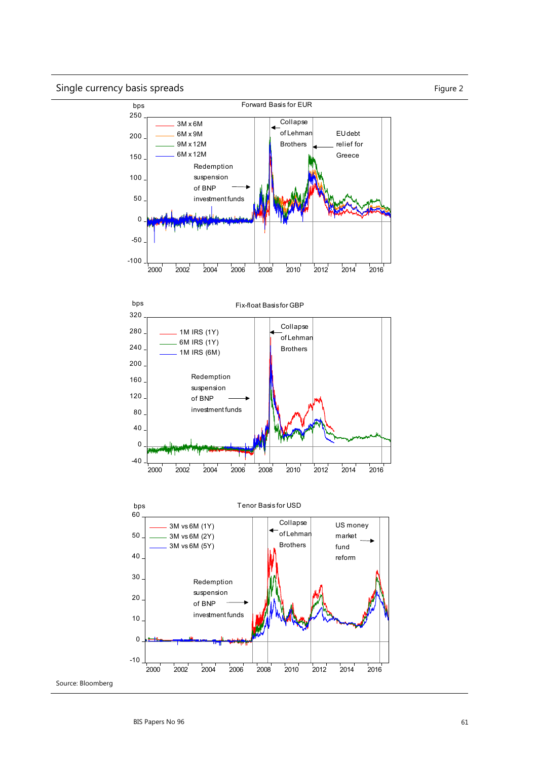Single currency basis spreads

Figure 2

Forward Basis for EUR

bps

250

200

150

100

50

0

-50

-100

3M x 6M
6M x 9M
9M x 12M
6M x 12M

Redemption suspension of BNP investment funds

Collapse of Lehman Brothers

EU debt relief for Greece

2000 2002 2004 2006 2008 2010 2012 2014 2016

Fix-float Basis for GBP

bps

320

280

240

200

160

120

80

40

0

-40

1M IRS (1Y)
6M IRS (1Y)
1M IRS (6M)

Redemption suspension of BNP investment funds

Collapse of Lehman Brothers

2000 2002 2004 2006 2008 2010 2012 2014 2016

Tenor Basis for USD

bps

60

50

40

30

20

10

0

-10

3M vs 6M (1Y)
3M vs 6M (2Y)
3M vs 6M (5Y)

Redemption suspension of BNP investment funds

Collapse of Lehman Brothers

US money market fund reform

2000 2002 2004 2006 2008 2010 2012 2014 2016

Source: Bloomberg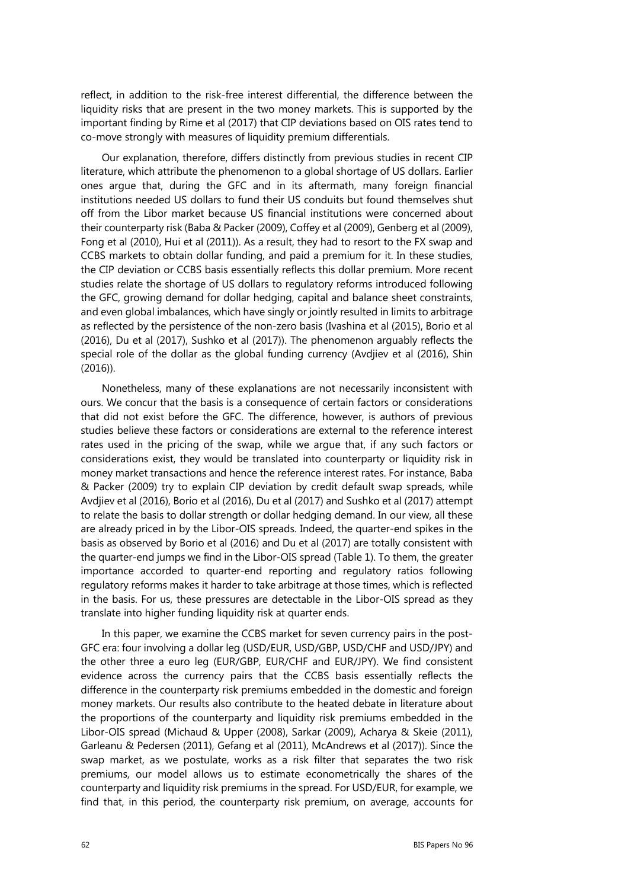reflect, in addition to the risk-free interest differential, the difference between the liquidity risks that are present in the two money markets. This is supported by the important finding by Rime et al (2017) that CIP deviations based on OIS rates tend to co-move strongly with measures of liquidity premium differentials.

Our explanation, therefore, differs distinctly from previous studies in recent CIP literature, which attribute the phenomenon to a global shortage of US dollars. Earlier ones argue that, during the GFC and in its aftermath, many foreign financial institutions needed US dollars to fund their US conduits but found themselves shut off from the Libor market because US financial institutions were concerned about their counterparty risk (Baba & Packer (2009), Coffey et al (2009), Genberg et al (2009), Fong et al (2010), Hui et al (2011)). As a result, they had to resort to the FX swap and CCBS markets to obtain dollar funding, and paid a premium for it. In these studies, the CIP deviation or CCBS basis essentially reflects this dollar premium. More recent studies relate the shortage of US dollars to regulatory reforms introduced following the GFC, growing demand for dollar hedging, capital and balance sheet constraints, and even global imbalances, which have singly or jointly resulted in limits to arbitrage as reflected by the persistence of the non-zero basis (Ivashina et al (2015), Borio et al (2016), Du et al (2017), Sushko et al (2017)). The phenomenon arguably reflects the special role of the dollar as the global funding currency (Avdjiev et al (2016), Shin (2016)).

Nonetheless, many of these explanations are not necessarily inconsistent with ours. We concur that the basis is a consequence of certain factors or considerations that did not exist before the GFC. The difference, however, is authors of previous studies believe these factors or considerations are external to the reference interest rates used in the pricing of the swap, while we argue that, if any such factors or considerations exist, they would be translated into counterparty or liquidity risk in money market transactions and hence the reference interest rates. For instance, Baba & Packer (2009) try to explain CIP deviation by credit default swap spreads, while Avdjiev et al (2016), Borio et al (2016), Du et al (2017) and Sushko et al (2017) attempt to relate the basis to dollar strength or dollar hedging demand. In our view, all these are already priced in by the Libor-OIS spreads. Indeed, the quarter-end spikes in the basis as observed by Borio et al (2016) and Du et al (2017) are totally consistent with the quarter-end jumps we find in the Libor-OIS spread (Table 1). To them, the greater importance accorded to quarter-end reporting and regulatory ratios following regulatory reforms makes it harder to take arbitrage at those times, which is reflected in the basis. For us, these pressures are detectable in the Libor-OIS spread as they translate into higher funding liquidity risk at quarter ends.

In this paper, we examine the CCBS market for seven currency pairs in the post-GFC era: four involving a dollar leg (USD/EUR, USD/GBP, USD/CHF and USD/JPY) and the other three a euro leg (EUR/GBP, EUR/CHF and EUR/JPY). We find consistent evidence across the currency pairs that the CCBS basis essentially reflects the difference in the counterparty risk premiums embedded in the domestic and foreign money markets. Our results also contribute to the heated debate in literature about the proportions of the counterparty and liquidity risk premiums embedded in the Libor-OIS spread (Michaud & Upper (2008), Sarkar (2009), Acharya & Skeie (2011), Garleanu & Pedersen (2011), Gefang et al (2011), McAndrews et al (2017)). Since the swap market, as we postulate, works as a risk filter that separates the two risk premiums, our model allows us to estimate econometrically the shares of the counterparty and liquidity risk premiums in the spread. For USD/EUR, for example, we find that, in this period, the counterparty risk premium, on average, accounts for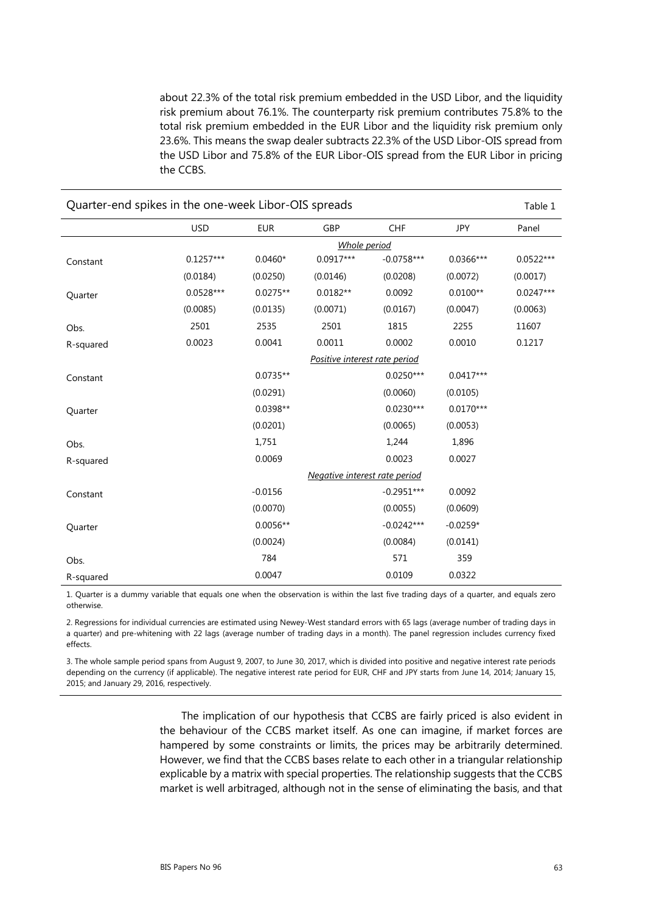about 22.3% of the total risk premium embedded in the USD Libor, and the liquidity risk premium about 76.1%. The counterparty risk premium contributes 75.8% to the total risk premium embedded in the EUR Libor and the liquidity risk premium only 23.6%. This means the swap dealer subtracts 22.3% of the USD Libor-OIS spread from the USD Libor and 75.8% of the EUR Libor-OIS spread from the EUR Libor in pricing the CCBS.

Quarter-end spikes in the one-week Libor-OIS spreads — Table 1

| | USD | EUR | GBP | CHF | JPY | Panel |
|---|---|---|---|---|---|---|
| | | | *Whole period* | | | |
| Constant | 0.1257*** | 0.0460* | 0.0917*** | -0.0758*** | 0.0366*** | 0.0522*** |
| | (0.0184) | (0.0250) | (0.0146) | (0.0208) | (0.0072) | (0.0017) |
| Quarter | 0.0528*** | 0.0275** | 0.0182** | 0.0092 | 0.0100** | 0.0247*** |
| | (0.0085) | (0.0135) | (0.0071) | (0.0167) | (0.0047) | (0.0063) |
| Obs. | 2501 | 2535 | 2501 | 1815 | 2255 | 11607 |
| R-squared | 0.0023 | 0.0041 | 0.0011 | 0.0002 | 0.0010 | 0.1217 |
| | | | *Positive interest rate period* | | | |
| Constant | | 0.0735** | | 0.0250*** | 0.0417*** | |
| | | (0.0291) | | (0.0060) | (0.0105) | |
| Quarter | | 0.0398** | | 0.0230*** | 0.0170*** | |
| | | (0.0201) | | (0.0065) | (0.0053) | |
| Obs. | | 1,751 | | 1,244 | 1,896 | |
| R-squared | | 0.0069 | | 0.0023 | 0.0027 | |
| | | | *Negative interest rate period* | | | |
| Constant | | -0.0156 | | -0.2951*** | 0.0092 | |
| | | (0.0070) | | (0.0055) | (0.0609) | |
| Quarter | | 0.0056** | | -0.0242*** | -0.0259* | |
| | | (0.0024) | | (0.0084) | (0.0141) | |
| Obs. | | 784 | | 571 | 359 | |
| R-squared | | 0.0047 | | 0.0109 | 0.0322 | |

1. Quarter is a dummy variable that equals one when the observation is within the last five trading days of a quarter, and equals zero otherwise.

2. Regressions for individual currencies are estimated using Newey-West standard errors with 65 lags (average number of trading days in a quarter) and pre-whitening with 22 lags (average number of trading days in a month). The panel regression includes currency fixed effects.

3. The whole sample period spans from August 9, 2007, to June 30, 2017, which is divided into positive and negative interest rate periods depending on the currency (if applicable). The negative interest rate period for EUR, CHF and JPY starts from June 14, 2014; January 15, 2015; and January 29, 2016, respectively.

The implication of our hypothesis that CCBS are fairly priced is also evident in the behaviour of the CCBS market itself. As one can imagine, if market forces are hampered by some constraints or limits, the prices may be arbitrarily determined. However, we find that the CCBS bases relate to each other in a triangular relationship explicable by a matrix with special properties. The relationship suggests that the CCBS market is well arbitraged, although not in the sense of eliminating the basis, and that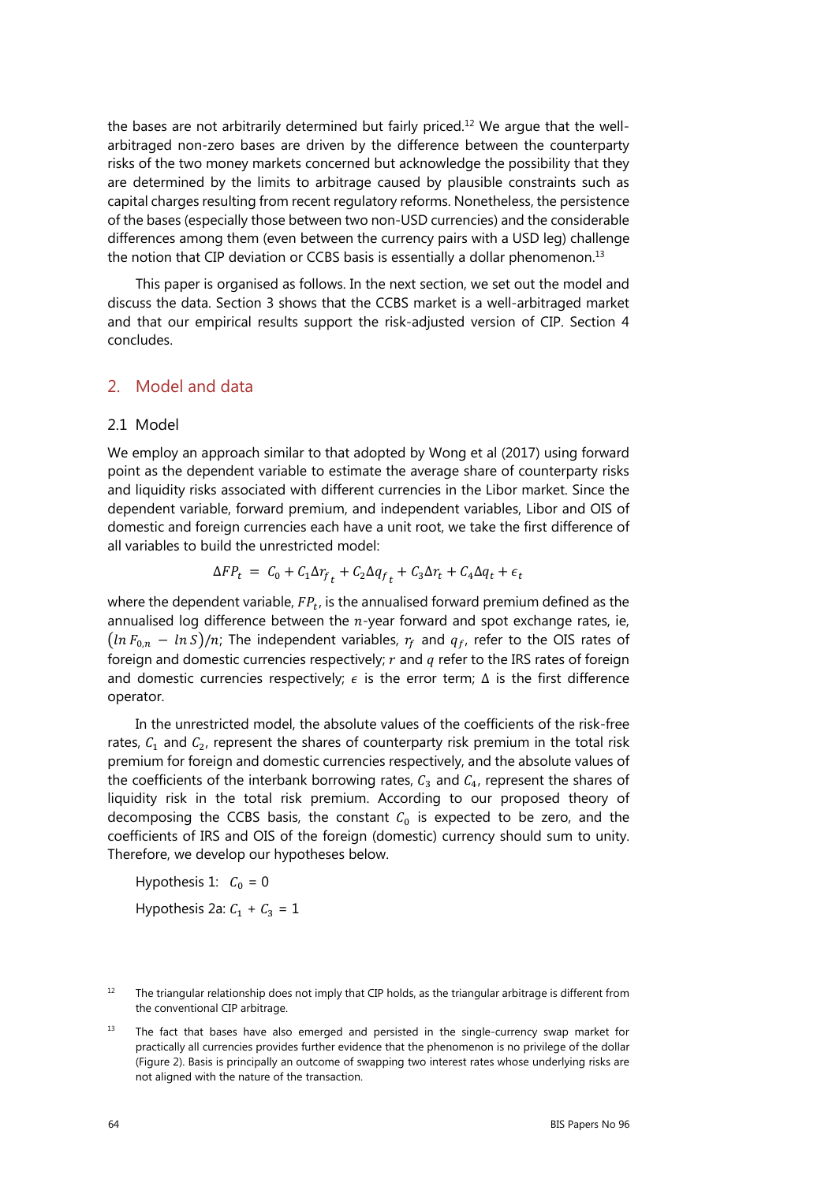the bases are not arbitrarily determined but fairly priced.[12] We argue that the well-arbitraged non-zero bases are driven by the difference between the counterparty risks of the two money markets concerned but acknowledge the possibility that they are determined by the limits to arbitrage caused by plausible constraints such as capital charges resulting from recent regulatory reforms. Nonetheless, the persistence of the bases (especially those between two non-USD currencies) and the considerable differences among them (even between the currency pairs with a USD leg) challenge the notion that CIP deviation or CCBS basis is essentially a dollar phenomenon.[13]

This paper is organised as follows. In the next section, we set out the model and discuss the data. Section 3 shows that the CCBS market is a well-arbitraged market and that our empirical results support the risk-adjusted version of CIP. Section 4 concludes.

## 2. Model and data

### 2.1 Model

We employ an approach similar to that adopted by Wong et al (2017) using forward point as the dependent variable to estimate the average share of counterparty risks and liquidity risks associated with different currencies in the Libor market. Since the dependent variable, forward premium, and independent variables, Libor and OIS of domestic and foreign currencies each have a unit root, we take the first difference of all variables to build the unrestricted model:

$$\Delta FP_t = C_0 + C_1 \Delta r_{f_t} + C_2 \Delta q_{f_t} + C_3 \Delta r_t + C_4 \Delta q_t + \epsilon_t$$

where the dependent variable, $FP_t$, is the annualised forward premium defined as the annualised log difference between the $n$-year forward and spot exchange rates, ie, $(\ln F_{0,n} - \ln S)/n$; The independent variables, $r_f$ and $q_f$, refer to the OIS rates of foreign and domestic currencies respectively; $r$ and $q$ refer to the IRS rates of foreign and domestic currencies respectively; $\epsilon$ is the error term; $\Delta$ is the first difference operator.

In the unrestricted model, the absolute values of the coefficients of the risk-free rates, $C_1$ and $C_2$, represent the shares of counterparty risk premium in the total risk premium for foreign and domestic currencies respectively, and the absolute values of the coefficients of the interbank borrowing rates, $C_3$ and $C_4$, represent the shares of liquidity risk in the total risk premium. According to our proposed theory of decomposing the CCBS basis, the constant $C_0$ is expected to be zero, and the coefficients of IRS and OIS of the foreign (domestic) currency should sum to unity. Therefore, we develop our hypotheses below.

Hypothesis 1: $C_0 = 0$

Hypothesis 2a: $C_1 + C_3 = 1$

[12] The triangular relationship does not imply that CIP holds, as the triangular arbitrage is different from the conventional CIP arbitrage.

[13] The fact that bases have also emerged and persisted in the single-currency swap market for practically all currencies provides further evidence that the phenomenon is no privilege of the dollar (Figure 2). Basis is principally an outcome of swapping two interest rates whose underlying risks are not aligned with the nature of the transaction.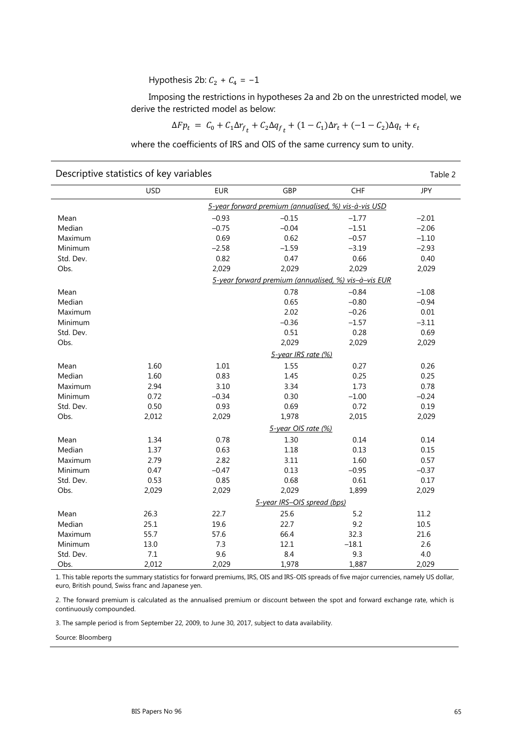Hypothesis 2b: $C_2 + C_4 = -1$

Imposing the restrictions in hypotheses 2a and 2b on the unrestricted model, we derive the restricted model as below:

$$\Delta Fp_t = C_0 + C_1 \Delta r_{f_t} + C_2 \Delta q_{f_t} + (1 - C_1)\Delta r_t + (-1 - C_2)\Delta q_t + \epsilon_t$$

where the coefficients of IRS and OIS of the same currency sum to unity.

Descriptive statistics of key variables — Table 2

| | USD | EUR | GBP | CHF | JPY |
|---|---|---|---|---|---|
| | | | *5-year forward premium (annualised, %) vis-à-vis USD* | | |
| Mean | | −0.93 | −0.15 | −1.77 | −2.01 |
| Median | | −0.75 | −0.04 | −1.51 | −2.06 |
| Maximum | | 0.69 | 0.62 | −0.57 | −1.10 |
| Minimum | | −2.58 | −1.59 | −3.19 | −2.93 |
| Std. Dev. | | 0.82 | 0.47 | 0.66 | 0.40 |
| Obs. | | 2,029 | 2,029 | 2,029 | 2,029 |
| | | | *5-year forward premium (annualised, %) vis–à–vis EUR* | | |
| Mean | | | 0.78 | −0.84 | −1.08 |
| Median | | | 0.65 | −0.80 | −0.94 |
| Maximum | | | 2.02 | −0.26 | 0.01 |
| Minimum | | | −0.36 | −1.57 | −3.11 |
| Std. Dev. | | | 0.51 | 0.28 | 0.69 |
| Obs. | | | 2,029 | 2,029 | 2,029 |
| | | | *5-year IRS rate (%)* | | |
| Mean | 1.60 | 1.01 | 1.55 | 0.27 | 0.26 |
| Median | 1.60 | 0.83 | 1.45 | 0.25 | 0.25 |
| Maximum | 2.94 | 3.10 | 3.34 | 1.73 | 0.78 |
| Minimum | 0.72 | −0.34 | 0.30 | −1.00 | −0.24 |
| Std. Dev. | 0.50 | 0.93 | 0.69 | 0.72 | 0.19 |
| Obs. | 2,012 | 2,029 | 1,978 | 2,015 | 2,029 |
| | | | *5-year OIS rate (%)* | | |
| Mean | 1.34 | 0.78 | 1.30 | 0.14 | 0.14 |
| Median | 1.37 | 0.63 | 1.18 | 0.13 | 0.15 |
| Maximum | 2.79 | 2.82 | 3.11 | 1.60 | 0.57 |
| Minimum | 0.47 | −0.47 | 0.13 | −0.95 | −0.37 |
| Std. Dev. | 0.53 | 0.85 | 0.68 | 0.61 | 0.17 |
| Obs. | 2,029 | 2,029 | 2,029 | 1,899 | 2,029 |
| | | | *5-year IRS–OIS spread (bps)* | | |
| Mean | 26.3 | 22.7 | 25.6 | 5.2 | 11.2 |
| Median | 25.1 | 19.6 | 22.7 | 9.2 | 10.5 |
| Maximum | 55.7 | 57.6 | 66.4 | 32.3 | 21.6 |
| Minimum | 13.0 | 7.3 | 12.1 | −18.1 | 2.6 |
| Std. Dev. | 7.1 | 9.6 | 8.4 | 9.3 | 4.0 |
| Obs. | 2,012 | 2,029 | 1,978 | 1,887 | 2,029 |

1. This table reports the summary statistics for forward premiums, IRS, OIS and IRS-OIS spreads of five major currencies, namely US dollar, euro, British pound, Swiss franc and Japanese yen.

2. The forward premium is calculated as the annualised premium or discount between the spot and forward exchange rate, which is continuously compounded.

3. The sample period is from September 22, 2009, to June 30, 2017, subject to data availability.

Source: Bloomberg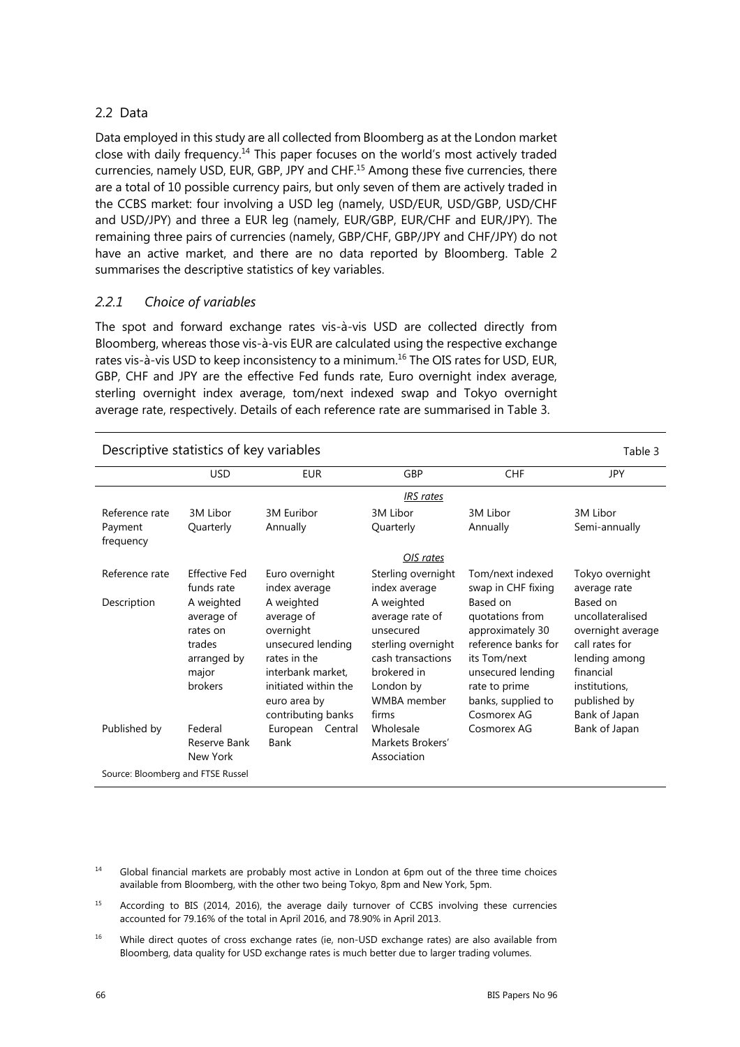## 2.2 Data

Data employed in this study are all collected from Bloomberg as at the London market close with daily frequency.[14] This paper focuses on the world's most actively traded currencies, namely USD, EUR, GBP, JPY and CHF.[15] Among these five currencies, there are a total of 10 possible currency pairs, but only seven of them are actively traded in the CCBS market: four involving a USD leg (namely, USD/EUR, USD/GBP, USD/CHF and USD/JPY) and three a EUR leg (namely, EUR/GBP, EUR/CHF and EUR/JPY). The remaining three pairs of currencies (namely, GBP/CHF, GBP/JPY and CHF/JPY) do not have an active market, and there are no data reported by Bloomberg. Table 2 summarises the descriptive statistics of key variables.

### *2.2.1 Choice of variables*

The spot and forward exchange rates vis-à-vis USD are collected directly from Bloomberg, whereas those vis-à-vis EUR are calculated using the respective exchange rates vis-à-vis USD to keep inconsistency to a minimum.[16] The OIS rates for USD, EUR, GBP, CHF and JPY are the effective Fed funds rate, Euro overnight index average, sterling overnight index average, tom/next indexed swap and Tokyo overnight average rate, respectively. Details of each reference rate are summarised in Table 3.

Descriptive statistics of key variables — Table 3

| | USD | EUR | GBP | CHF | JPY |
|---|---|---|---|---|---|
| | | | *IRS rates* | | |
| Reference rate | 3M Libor | 3M Euribor | 3M Libor | 3M Libor | 3M Libor |
| Payment frequency | Quarterly | Annually | Quarterly | Annually | Semi-annually |
| | | | *OIS rates* | | |
| Reference rate | Effective Fed funds rate | Euro overnight index average | Sterling overnight index average | Tom/next indexed swap in CHF fixing | Tokyo overnight average rate |
| Description | A weighted average of rates on trades arranged by major brokers | A weighted average of overnight unsecured lending rates in the interbank market, initiated within the euro area by contributing banks | A weighted average rate of unsecured sterling overnight cash transactions brokered in London by WMBA member firms | Based on quotations from approximately 30 reference banks for its Tom/next unsecured lending rate to prime banks, supplied to Cosmorex AG | Based on uncollateralised overnight average call rates for lending among financial institutions, published by Bank of Japan |
| Published by | Federal Reserve Bank New York | European Central Bank | Wholesale Markets Brokers' Association | Cosmorex AG | Bank of Japan |

Source: Bloomberg and FTSE Russel

[14] Global financial markets are probably most active in London at 6pm out of the three time choices available from Bloomberg, with the other two being Tokyo, 8pm and New York, 5pm.

[15] According to BIS (2014, 2016), the average daily turnover of CCBS involving these currencies accounted for 79.16% of the total in April 2016, and 78.90% in April 2013.

[16] While direct quotes of cross exchange rates (ie, non-USD exchange rates) are also available from Bloomberg, data quality for USD exchange rates is much better due to larger trading volumes.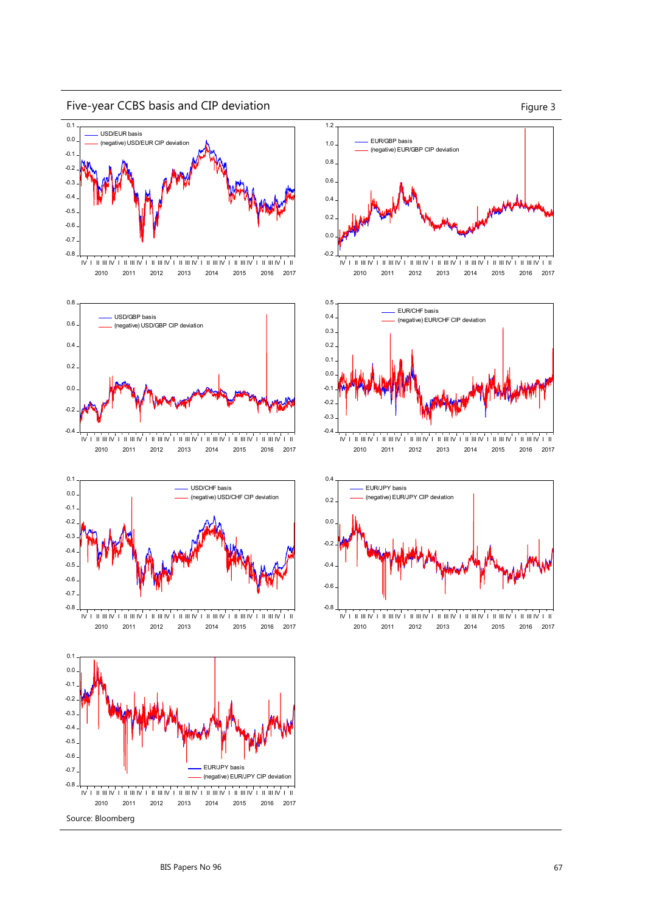## Five-year CCBS basis and CIP deviation

Figure 3

Source: Bloomberg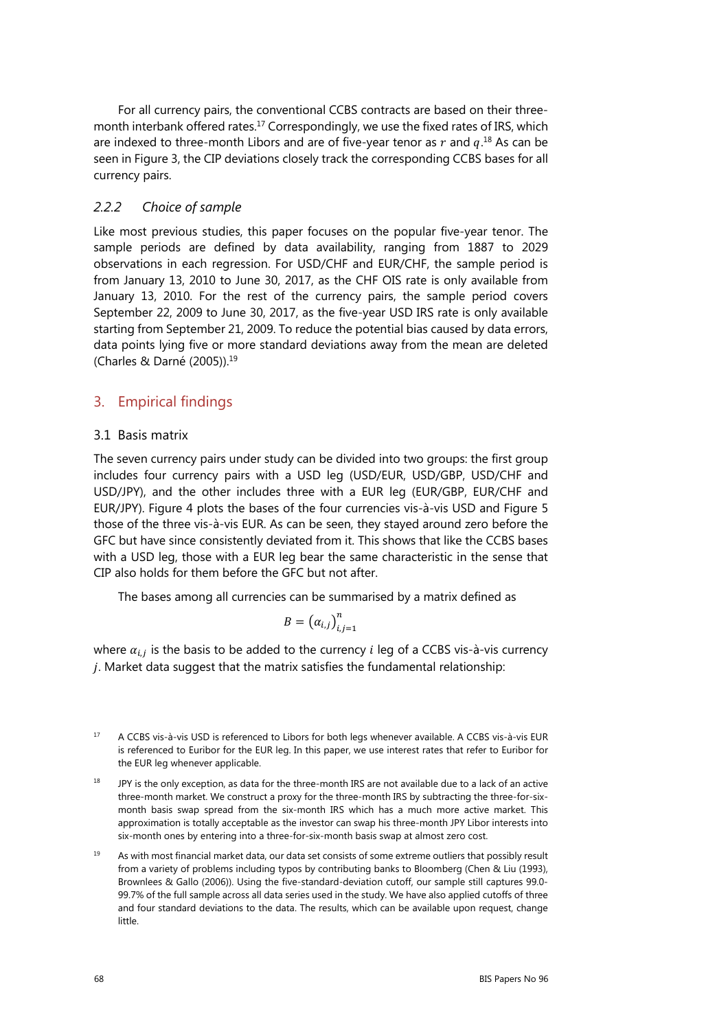For all currency pairs, the conventional CCBS contracts are based on their three-month interbank offered rates.[17] Correspondingly, we use the fixed rates of IRS, which are indexed to three-month Libors and are of five-year tenor as $r$ and $q$.[18] As can be seen in Figure 3, the CIP deviations closely track the corresponding CCBS bases for all currency pairs.

### *2.2.2 Choice of sample*

Like most previous studies, this paper focuses on the popular five-year tenor. The sample periods are defined by data availability, ranging from 1887 to 2029 observations in each regression. For USD/CHF and EUR/CHF, the sample period is from January 13, 2010 to June 30, 2017, as the CHF OIS rate is only available from January 13, 2010. For the rest of the currency pairs, the sample period covers September 22, 2009 to June 30, 2017, as the five-year USD IRS rate is only available starting from September 21, 2009. To reduce the potential bias caused by data errors, data points lying five or more standard deviations away from the mean are deleted (Charles & Darné (2005)).[19]

## 3. Empirical findings

### 3.1 Basis matrix

The seven currency pairs under study can be divided into two groups: the first group includes four currency pairs with a USD leg (USD/EUR, USD/GBP, USD/CHF and USD/JPY), and the other includes three with a EUR leg (EUR/GBP, EUR/CHF and EUR/JPY). Figure 4 plots the bases of the four currencies vis-à-vis USD and Figure 5 those of the three vis-à-vis EUR. As can be seen, they stayed around zero before the GFC but have since consistently deviated from it. This shows that like the CCBS bases with a USD leg, those with a EUR leg bear the same characteristic in the sense that CIP also holds for them before the GFC but not after.

The bases among all currencies can be summarised by a matrix defined as

$$B = \left(\alpha_{i,j}\right)_{i,j=1}^{n}$$

where $\alpha_{i,j}$ is the basis to be added to the currency $i$ leg of a CCBS vis-à-vis currency $j$. Market data suggest that the matrix satisfies the fundamental relationship:

---

[17] A CCBS vis-à-vis USD is referenced to Libors for both legs whenever available. A CCBS vis-à-vis EUR is referenced to Euribor for the EUR leg. In this paper, we use interest rates that refer to Euribor for the EUR leg whenever applicable.

[18] JPY is the only exception, as data for the three-month IRS are not available due to a lack of an active three-month market. We construct a proxy for the three-month IRS by subtracting the three-for-six-month basis swap spread from the six-month IRS which has a much more active market. This approximation is totally acceptable as the investor can swap his three-month JPY Libor interests into six-month ones by entering into a three-for-six-month basis swap at almost zero cost.

[19] As with most financial market data, our data set consists of some extreme outliers that possibly result from a variety of problems including typos by contributing banks to Bloomberg (Chen & Liu (1993), Brownlees & Gallo (2006)). Using the five-standard-deviation cutoff, our sample still captures 99.0-99.7% of the full sample across all data series used in the study. We have also applied cutoffs of three and four standard deviations to the data. The results, which can be available upon request, change little.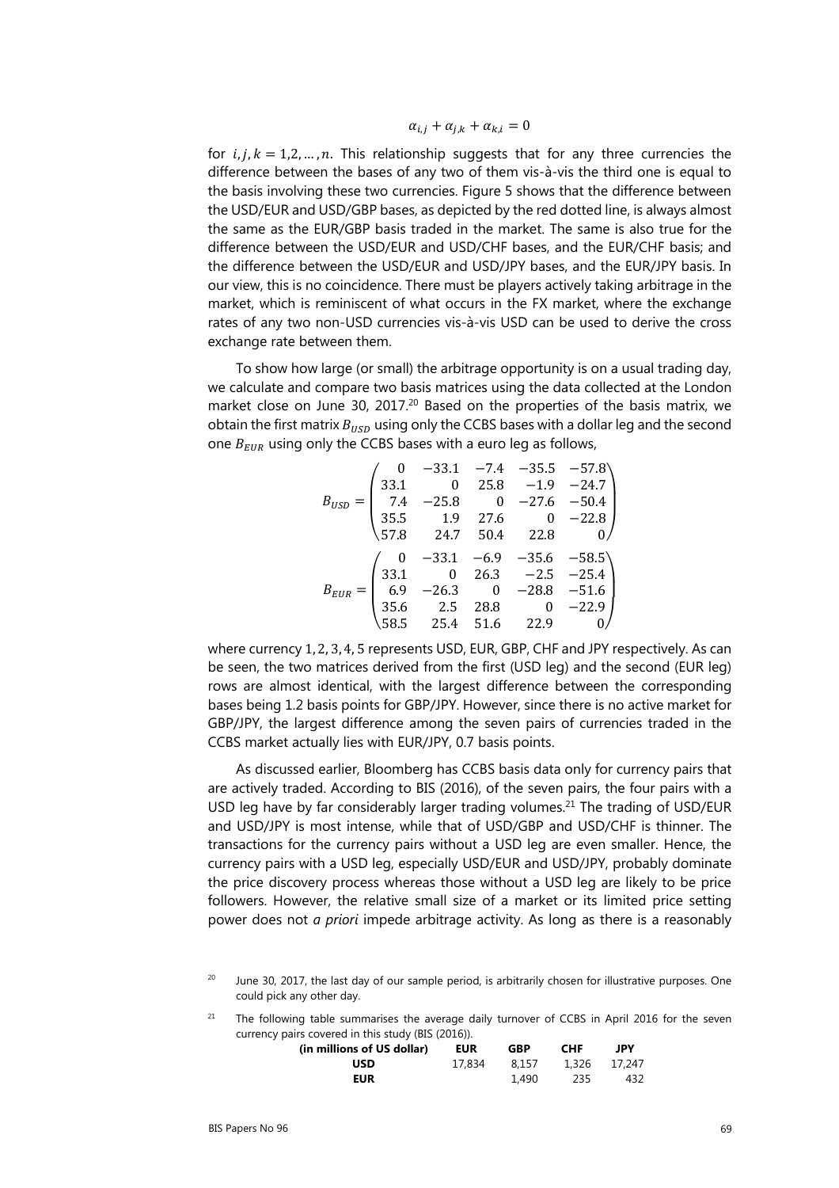$$\alpha_{i,j} + \alpha_{j,k} + \alpha_{k,i} = 0$$

for $i, j, k = 1,2, \ldots, n$. This relationship suggests that for any three currencies the difference between the bases of any two of them vis-à-vis the third one is equal to the basis involving these two currencies. Figure 5 shows that the difference between the USD/EUR and USD/GBP bases, as depicted by the red dotted line, is always almost the same as the EUR/GBP basis traded in the market. The same is also true for the difference between the USD/EUR and USD/CHF bases, and the EUR/CHF basis; and the difference between the USD/EUR and USD/JPY bases, and the EUR/JPY basis. In our view, this is no coincidence. There must be players actively taking arbitrage in the market, which is reminiscent of what occurs in the FX market, where the exchange rates of any two non-USD currencies vis-à-vis USD can be used to derive the cross exchange rate between them.

To show how large (or small) the arbitrage opportunity is on a usual trading day, we calculate and compare two basis matrices using the data collected at the London market close on June 30, 2017.[20] Based on the properties of the basis matrix, we obtain the first matrix $B_{USD}$ using only the CCBS bases with a dollar leg and the second one $B_{EUR}$ using only the CCBS bases with a euro leg as follows,

$$B_{USD} = \begin{pmatrix} 0 & -33.1 & -7.4 & -35.5 & -57.8 \\ 33.1 & 0 & 25.8 & -1.9 & -24.7 \\ 7.4 & -25.8 & 0 & -27.6 & -50.4 \\ 35.5 & 1.9 & 27.6 & 0 & -22.8 \\ 57.8 & 24.7 & 50.4 & 22.8 & 0 \end{pmatrix}$$

$$B_{EUR} = \begin{pmatrix} 0 & -33.1 & -6.9 & -35.6 & -58.5 \\ 33.1 & 0 & 26.3 & -2.5 & -25.4 \\ 6.9 & -26.3 & 0 & -28.8 & -51.6 \\ 35.6 & 2.5 & 28.8 & 0 & -22.9 \\ 58.5 & 25.4 & 51.6 & 22.9 & 0 \end{pmatrix}$$

where currency 1, 2, 3, 4, 5 represents USD, EUR, GBP, CHF and JPY respectively. As can be seen, the two matrices derived from the first (USD leg) and the second (EUR leg) rows are almost identical, with the largest difference between the corresponding bases being 1.2 basis points for GBP/JPY. However, since there is no active market for GBP/JPY, the largest difference among the seven pairs of currencies traded in the CCBS market actually lies with EUR/JPY, 0.7 basis points.

As discussed earlier, Bloomberg has CCBS basis data only for currency pairs that are actively traded. According to BIS (2016), of the seven pairs, the four pairs with a USD leg have by far considerably larger trading volumes.[21] The trading of USD/EUR and USD/JPY is most intense, while that of USD/GBP and USD/CHF is thinner. The transactions for the currency pairs without a USD leg are even smaller. Hence, the currency pairs with a USD leg, especially USD/EUR and USD/JPY, probably dominate the price discovery process whereas those without a USD leg are likely to be price followers. However, the relative small size of a market or its limited price setting power does not *a priori* impede arbitrage activity. As long as there is a reasonably

[20] June 30, 2017, the last day of our sample period, is arbitrarily chosen for illustrative purposes. One could pick any other day.

[21] The following table summarises the average daily turnover of CCBS in April 2016 for the seven currency pairs covered in this study (BIS (2016)).

| (in millions of US dollar) | EUR | GBP | CHF | JPY |
|---|---|---|---|---|
| USD | 17,834 | 8,157 | 1,326 | 17,247 |
| EUR | | 1,490 | 235 | 432 |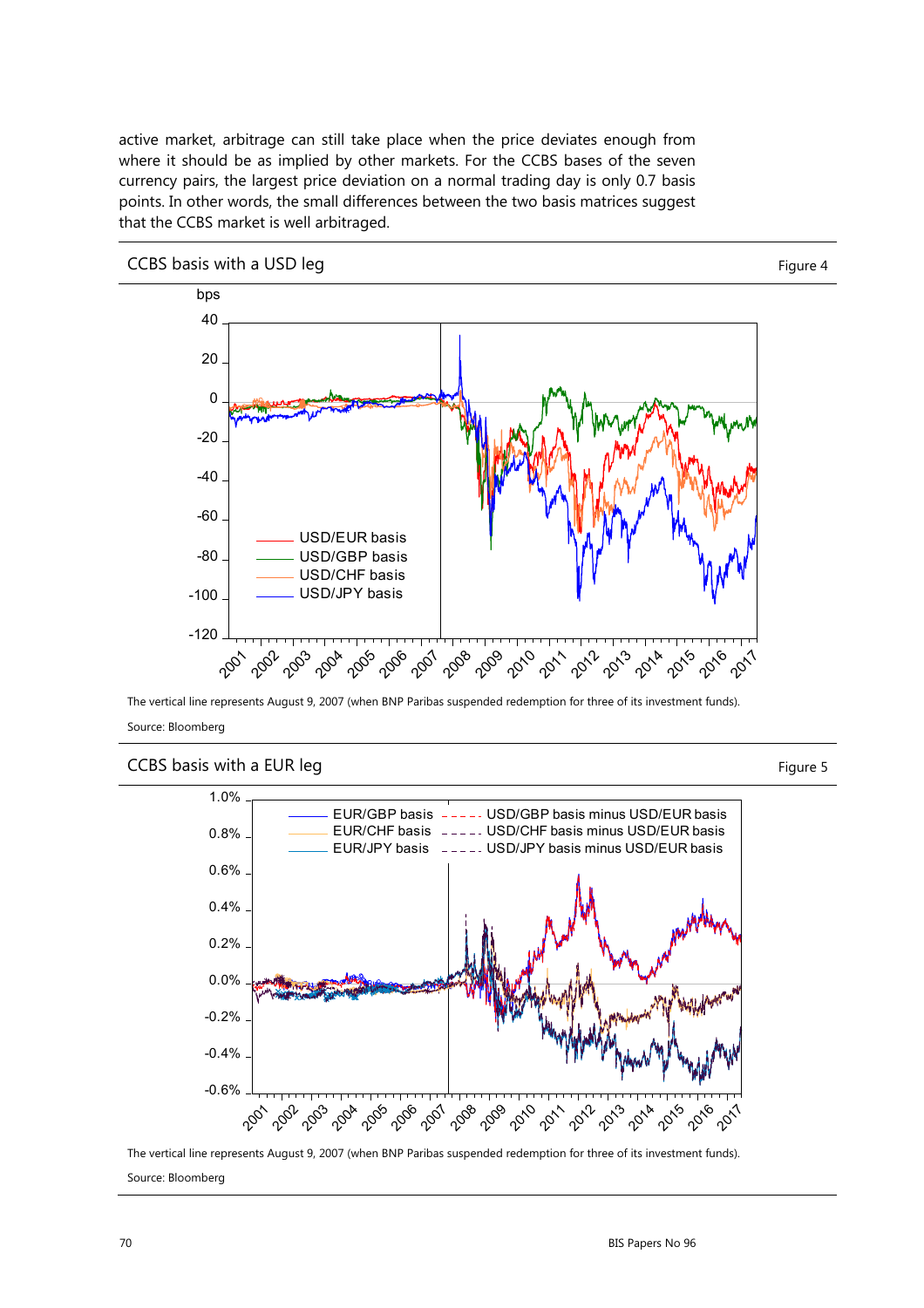active market, arbitrage can still take place when the price deviates enough from where it should be as implied by other markets. For the CCBS bases of the seven currency pairs, the largest price deviation on a normal trading day is only 0.7 basis points. In other words, the small differences between the two basis matrices suggest that the CCBS market is well arbitraged.

## CCBS basis with a USD leg

Figure 4

The vertical line represents August 9, 2007 (when BNP Paribas suspended redemption for three of its investment funds).

Source: Bloomberg

## CCBS basis with a EUR leg

Figure 5

The vertical line represents August 9, 2007 (when BNP Paribas suspended redemption for three of its investment funds).

Source: Bloomberg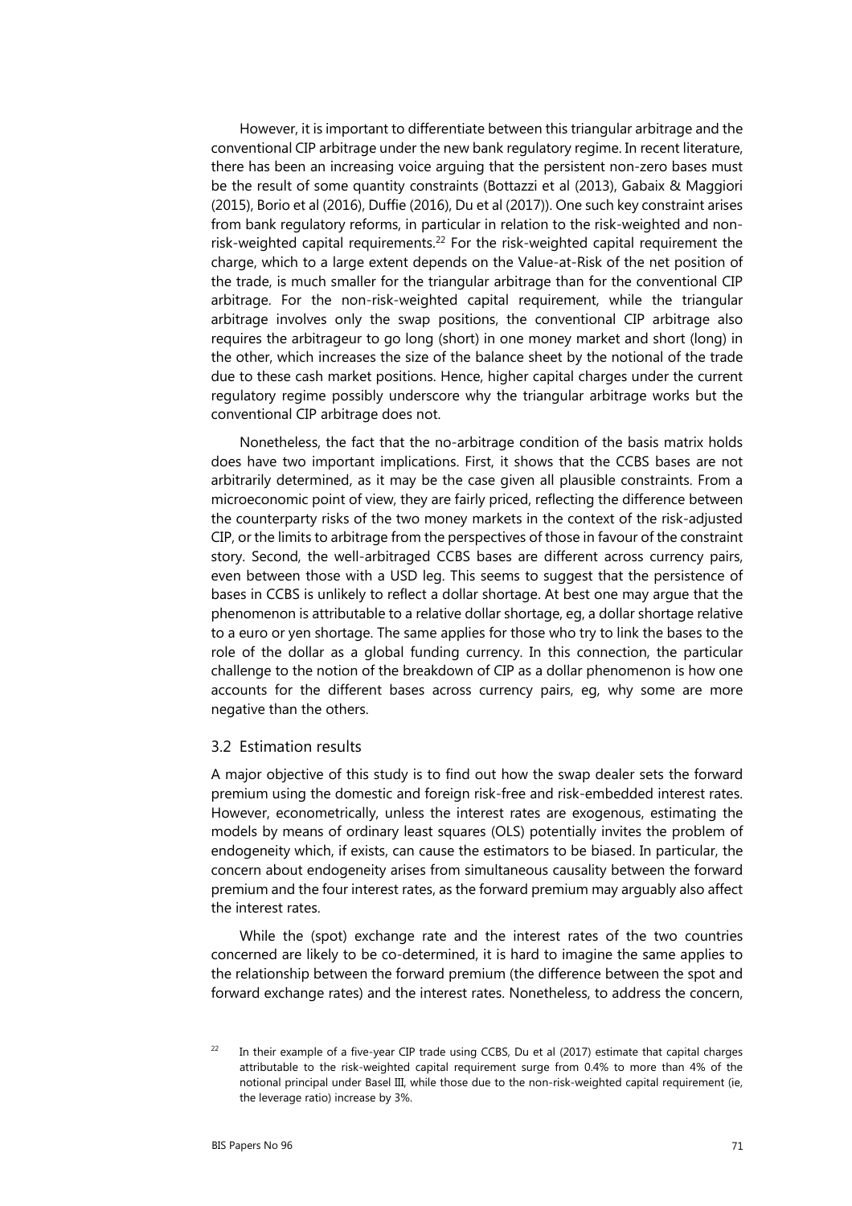However, it is important to differentiate between this triangular arbitrage and the conventional CIP arbitrage under the new bank regulatory regime. In recent literature, there has been an increasing voice arguing that the persistent non-zero bases must be the result of some quantity constraints (Bottazzi et al (2013), Gabaix & Maggiori (2015), Borio et al (2016), Duffie (2016), Du et al (2017)). One such key constraint arises from bank regulatory reforms, in particular in relation to the risk-weighted and non-risk-weighted capital requirements.[22] For the risk-weighted capital requirement the charge, which to a large extent depends on the Value-at-Risk of the net position of the trade, is much smaller for the triangular arbitrage than for the conventional CIP arbitrage. For the non-risk-weighted capital requirement, while the triangular arbitrage involves only the swap positions, the conventional CIP arbitrage also requires the arbitrageur to go long (short) in one money market and short (long) in the other, which increases the size of the balance sheet by the notional of the trade due to these cash market positions. Hence, higher capital charges under the current regulatory regime possibly underscore why the triangular arbitrage works but the conventional CIP arbitrage does not.

Nonetheless, the fact that the no-arbitrage condition of the basis matrix holds does have two important implications. First, it shows that the CCBS bases are not arbitrarily determined, as it may be the case given all plausible constraints. From a microeconomic point of view, they are fairly priced, reflecting the difference between the counterparty risks of the two money markets in the context of the risk-adjusted CIP, or the limits to arbitrage from the perspectives of those in favour of the constraint story. Second, the well-arbitraged CCBS bases are different across currency pairs, even between those with a USD leg. This seems to suggest that the persistence of bases in CCBS is unlikely to reflect a dollar shortage. At best one may argue that the phenomenon is attributable to a relative dollar shortage, eg, a dollar shortage relative to a euro or yen shortage. The same applies for those who try to link the bases to the role of the dollar as a global funding currency. In this connection, the particular challenge to the notion of the breakdown of CIP as a dollar phenomenon is how one accounts for the different bases across currency pairs, eg, why some are more negative than the others.

### 3.2 Estimation results

A major objective of this study is to find out how the swap dealer sets the forward premium using the domestic and foreign risk-free and risk-embedded interest rates. However, econometrically, unless the interest rates are exogenous, estimating the models by means of ordinary least squares (OLS) potentially invites the problem of endogeneity which, if exists, can cause the estimators to be biased. In particular, the concern about endogeneity arises from simultaneous causality between the forward premium and the four interest rates, as the forward premium may arguably also affect the interest rates.

While the (spot) exchange rate and the interest rates of the two countries concerned are likely to be co-determined, it is hard to imagine the same applies to the relationship between the forward premium (the difference between the spot and forward exchange rates) and the interest rates. Nonetheless, to address the concern,

[22] In their example of a five-year CIP trade using CCBS, Du et al (2017) estimate that capital charges attributable to the risk-weighted capital requirement surge from 0.4% to more than 4% of the notional principal under Basel III, while those due to the non-risk-weighted capital requirement (ie, the leverage ratio) increase by 3%.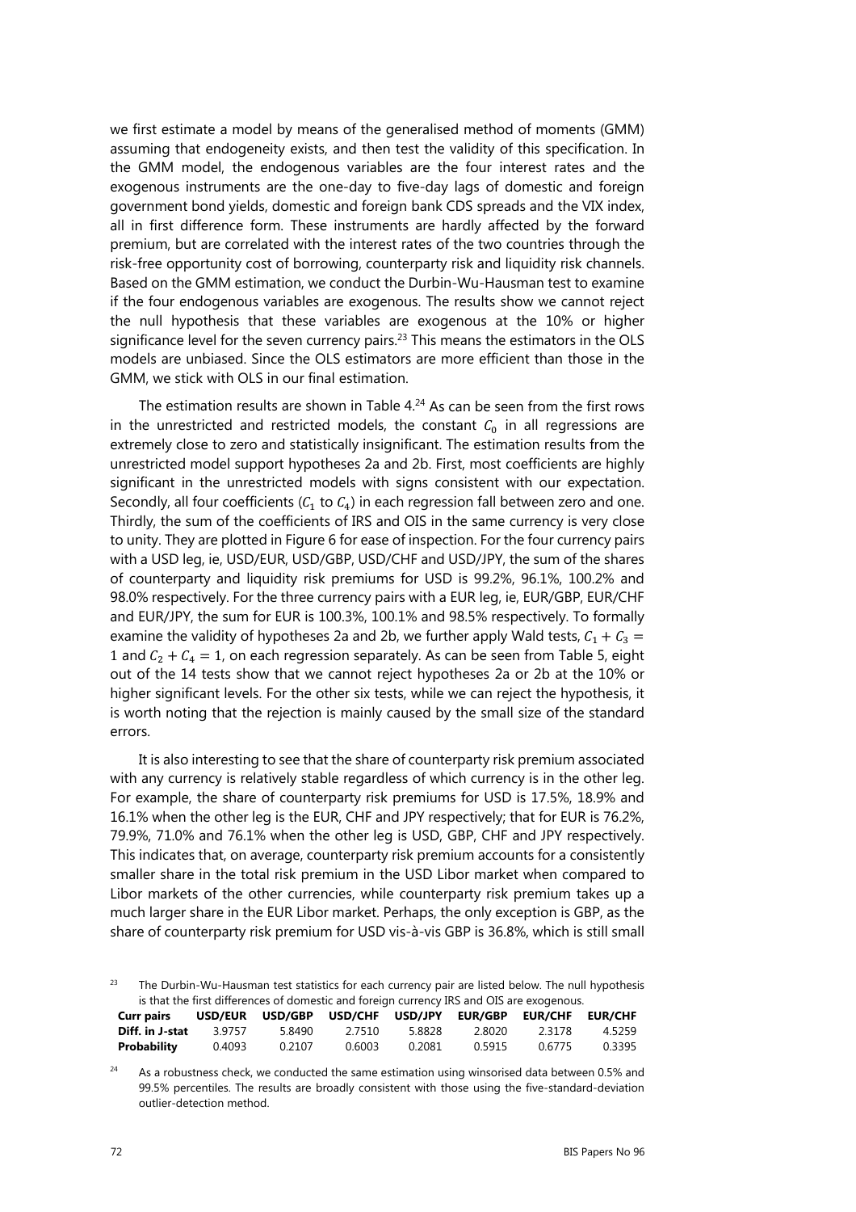we first estimate a model by means of the generalised method of moments (GMM) assuming that endogeneity exists, and then test the validity of this specification. In the GMM model, the endogenous variables are the four interest rates and the exogenous instruments are the one-day to five-day lags of domestic and foreign government bond yields, domestic and foreign bank CDS spreads and the VIX index, all in first difference form. These instruments are hardly affected by the forward premium, but are correlated with the interest rates of the two countries through the risk-free opportunity cost of borrowing, counterparty risk and liquidity risk channels. Based on the GMM estimation, we conduct the Durbin-Wu-Hausman test to examine if the four endogenous variables are exogenous. The results show we cannot reject the null hypothesis that these variables are exogenous at the 10% or higher significance level for the seven currency pairs.[23] This means the estimators in the OLS models are unbiased. Since the OLS estimators are more efficient than those in the GMM, we stick with OLS in our final estimation.

The estimation results are shown in Table 4.[24] As can be seen from the first rows in the unrestricted and restricted models, the constant $C_0$ in all regressions are extremely close to zero and statistically insignificant. The estimation results from the unrestricted model support hypotheses 2a and 2b. First, most coefficients are highly significant in the unrestricted models with signs consistent with our expectation. Secondly, all four coefficients ($C_1$ to $C_4$) in each regression fall between zero and one. Thirdly, the sum of the coefficients of IRS and OIS in the same currency is very close to unity. They are plotted in Figure 6 for ease of inspection. For the four currency pairs with a USD leg, ie, USD/EUR, USD/GBP, USD/CHF and USD/JPY, the sum of the shares of counterparty and liquidity risk premiums for USD is 99.2%, 96.1%, 100.2% and 98.0% respectively. For the three currency pairs with a EUR leg, ie, EUR/GBP, EUR/CHF and EUR/JPY, the sum for EUR is 100.3%, 100.1% and 98.5% respectively. To formally examine the validity of hypotheses 2a and 2b, we further apply Wald tests, $C_1 + C_3 = 1$ and $C_2 + C_4 = 1$, on each regression separately. As can be seen from Table 5, eight out of the 14 tests show that we cannot reject hypotheses 2a or 2b at the 10% or higher significant levels. For the other six tests, while we can reject the hypothesis, it is worth noting that the rejection is mainly caused by the small size of the standard errors.

It is also interesting to see that the share of counterparty risk premium associated with any currency is relatively stable regardless of which currency is in the other leg. For example, the share of counterparty risk premiums for USD is 17.5%, 18.9% and 16.1% when the other leg is the EUR, CHF and JPY respectively; that for EUR is 76.2%, 79.9%, 71.0% and 76.1% when the other leg is USD, GBP, CHF and JPY respectively. This indicates that, on average, counterparty risk premium accounts for a consistently smaller share in the total risk premium in the USD Libor market when compared to Libor markets of the other currencies, while counterparty risk premium takes up a much larger share in the EUR Libor market. Perhaps, the only exception is GBP, as the share of counterparty risk premium for USD vis-à-vis GBP is 36.8%, which is still small

[23] The Durbin-Wu-Hausman test statistics for each currency pair are listed below. The null hypothesis is that the first differences of domestic and foreign currency IRS and OIS are exogenous.

| **Curr pairs** | **USD/EUR** | **USD/GBP** | **USD/CHF** | **USD/JPY** | **EUR/GBP** | **EUR/CHF** | **EUR/CHF** |
|---|---|---|---|---|---|---|---|
| **Diff. in J-stat** | 3.9757 | 5.8490 | 2.7510 | 5.8828 | 2.8020 | 2.3178 | 4.5259 |
| **Probability** | 0.4093 | 0.2107 | 0.6003 | 0.2081 | 0.5915 | 0.6775 | 0.3395 |

[24] As a robustness check, we conducted the same estimation using winsorised data between 0.5% and 99.5% percentiles. The results are broadly consistent with those using the five-standard-deviation outlier-detection method.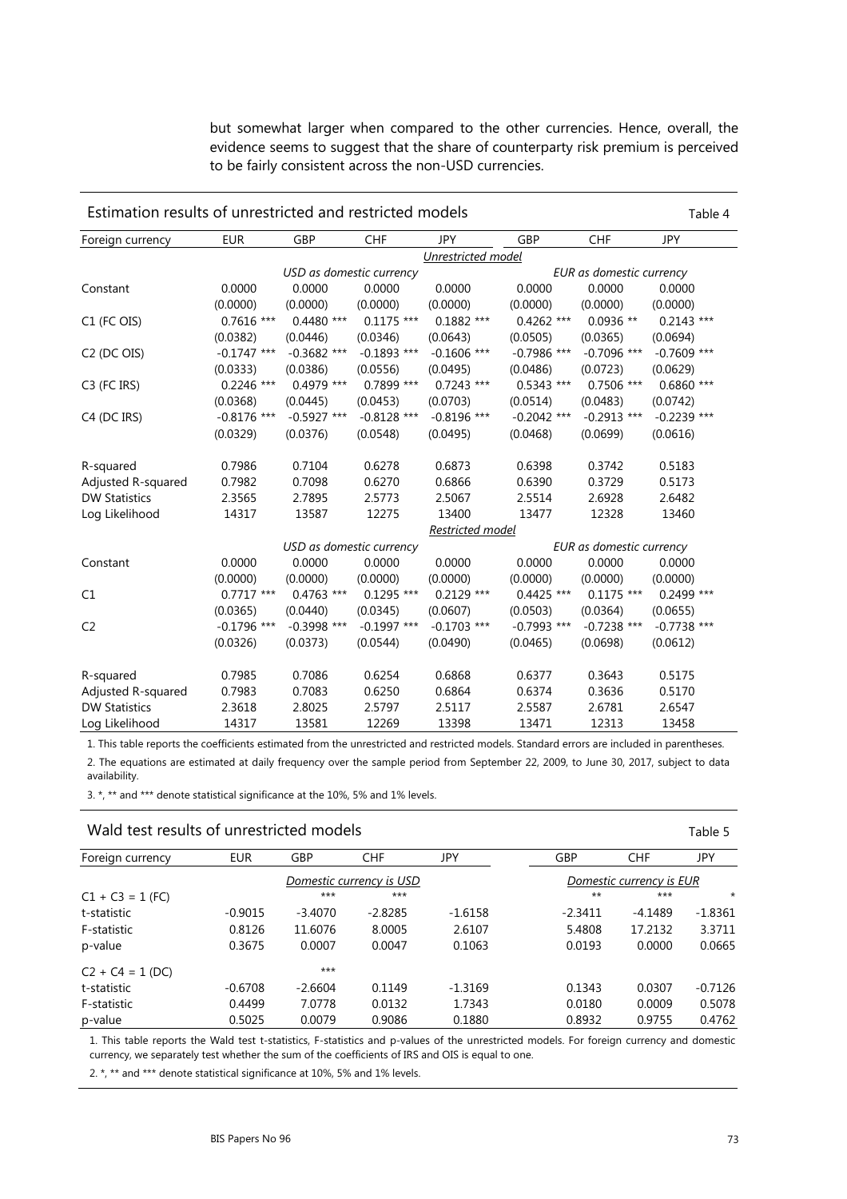but somewhat larger when compared to the other currencies. Hence, overall, the evidence seems to suggest that the share of counterparty risk premium is perceived to be fairly consistent across the non-USD currencies.

**Estimation results of unrestricted and restricted models** — Table 4

| Foreign currency | EUR | GBP | CHF | JPY | GBP | CHF | JPY |
|---|---|---|---|---|---|---|---|
| | | | | *Unrestricted model* | | | |
| | *USD as domestic currency* | | | | *EUR as domestic currency* | | |
| Constant | 0.0000 | 0.0000 | 0.0000 | 0.0000 | 0.0000 | 0.0000 | 0.0000 |
| | (0.0000) | (0.0000) | (0.0000) | (0.0000) | (0.0000) | (0.0000) | (0.0000) |
| C1 (FC OIS) | 0.7616 *** | 0.4480 *** | 0.1175 *** | 0.1882 *** | 0.4262 *** | 0.0936 ** | 0.2143 *** |
| | (0.0382) | (0.0446) | (0.0346) | (0.0643) | (0.0505) | (0.0365) | (0.0694) |
| C2 (DC OIS) | -0.1747 *** | -0.3682 *** | -0.1893 *** | -0.1606 *** | -0.7986 *** | -0.7096 *** | -0.7609 *** |
| | (0.0333) | (0.0386) | (0.0556) | (0.0495) | (0.0486) | (0.0723) | (0.0629) |
| C3 (FC IRS) | 0.2246 *** | 0.4979 *** | 0.7899 *** | 0.7243 *** | 0.5343 *** | 0.7506 *** | 0.6860 *** |
| | (0.0368) | (0.0445) | (0.0453) | (0.0703) | (0.0514) | (0.0483) | (0.0742) |
| C4 (DC IRS) | -0.8176 *** | -0.5927 *** | -0.8128 *** | -0.8196 *** | -0.2042 *** | -0.2913 *** | -0.2239 *** |
| | (0.0329) | (0.0376) | (0.0548) | (0.0495) | (0.0468) | (0.0699) | (0.0616) |
| R-squared | 0.7986 | 0.7104 | 0.6278 | 0.6873 | 0.6398 | 0.3742 | 0.5183 |
| Adjusted R-squared | 0.7982 | 0.7098 | 0.6270 | 0.6866 | 0.6390 | 0.3729 | 0.5173 |
| DW Statistics | 2.3565 | 2.7895 | 2.5773 | 2.5067 | 2.5514 | 2.6928 | 2.6482 |
| Log Likelihood | 14317 | 13587 | 12275 | 13400 | 13477 | 12328 | 13460 |
| | | | | *Restricted model* | | | |
| | *USD as domestic currency* | | | | *EUR as domestic currency* | | |
| Constant | 0.0000 | 0.0000 | 0.0000 | 0.0000 | 0.0000 | 0.0000 | 0.0000 |
| | (0.0000) | (0.0000) | (0.0000) | (0.0000) | (0.0000) | (0.0000) | (0.0000) |
| C1 | 0.7717 *** | 0.4763 *** | 0.1295 *** | 0.2129 *** | 0.4425 *** | 0.1175 *** | 0.2499 *** |
| | (0.0365) | (0.0440) | (0.0345) | (0.0607) | (0.0503) | (0.0364) | (0.0655) |
| C2 | -0.1796 *** | -0.3998 *** | -0.1997 *** | -0.1703 *** | -0.7993 *** | -0.7238 *** | -0.7738 *** |
| | (0.0326) | (0.0373) | (0.0544) | (0.0490) | (0.0465) | (0.0698) | (0.0612) |
| R-squared | 0.7985 | 0.7086 | 0.6254 | 0.6868 | 0.6377 | 0.3643 | 0.5175 |
| Adjusted R-squared | 0.7983 | 0.7083 | 0.6250 | 0.6864 | 0.6374 | 0.3636 | 0.5170 |
| DW Statistics | 2.3618 | 2.8025 | 2.5797 | 2.5117 | 2.5587 | 2.6781 | 2.6547 |
| Log Likelihood | 14317 | 13581 | 12269 | 13398 | 13471 | 12313 | 13458 |

1. This table reports the coefficients estimated from the unrestricted and restricted models. Standard errors are included in parentheses.

2. The equations are estimated at daily frequency over the sample period from September 22, 2009, to June 30, 2017, subject to data availability.

3. *, ** and *** denote statistical significance at the 10%, 5% and 1% levels.

**Wald test results of unrestricted models** — Table 5

| Foreign currency | EUR | GBP | CHF | JPY | GBP | CHF | JPY |
|---|---|---|---|---|---|---|---|
| | *Domestic currency is USD* | | | | *Domestic currency is EUR* | | |
| C1 + C3 = 1 (FC) | | *** | *** | | ** | *** | * |
| t-statistic | -0.9015 | -3.4070 | -2.8285 | -1.6158 | -2.3411 | -4.1489 | -1.8361 |
| F-statistic | 0.8126 | 11.6076 | 8.0005 | 2.6107 | 5.4808 | 17.2132 | 3.3711 |
| p-value | 0.3675 | 0.0007 | 0.0047 | 0.1063 | 0.0193 | 0.0000 | 0.0665 |
| C2 + C4 = 1 (DC) | | *** | | | | | |
| t-statistic | -0.6708 | -2.6604 | 0.1149 | -1.3169 | 0.1343 | 0.0307 | -0.7126 |
| F-statistic | 0.4499 | 7.0778 | 0.0132 | 1.7343 | 0.0180 | 0.0009 | 0.5078 |
| p-value | 0.5025 | 0.0079 | 0.9086 | 0.1880 | 0.8932 | 0.9755 | 0.4762 |

1. This table reports the Wald test t-statistics, F-statistics and p-values of the unrestricted models. For foreign currency and domestic currency, we separately test whether the sum of the coefficients of IRS and OIS is equal to one.

2. *, ** and *** denote statistical significance at 10%, 5% and 1% levels.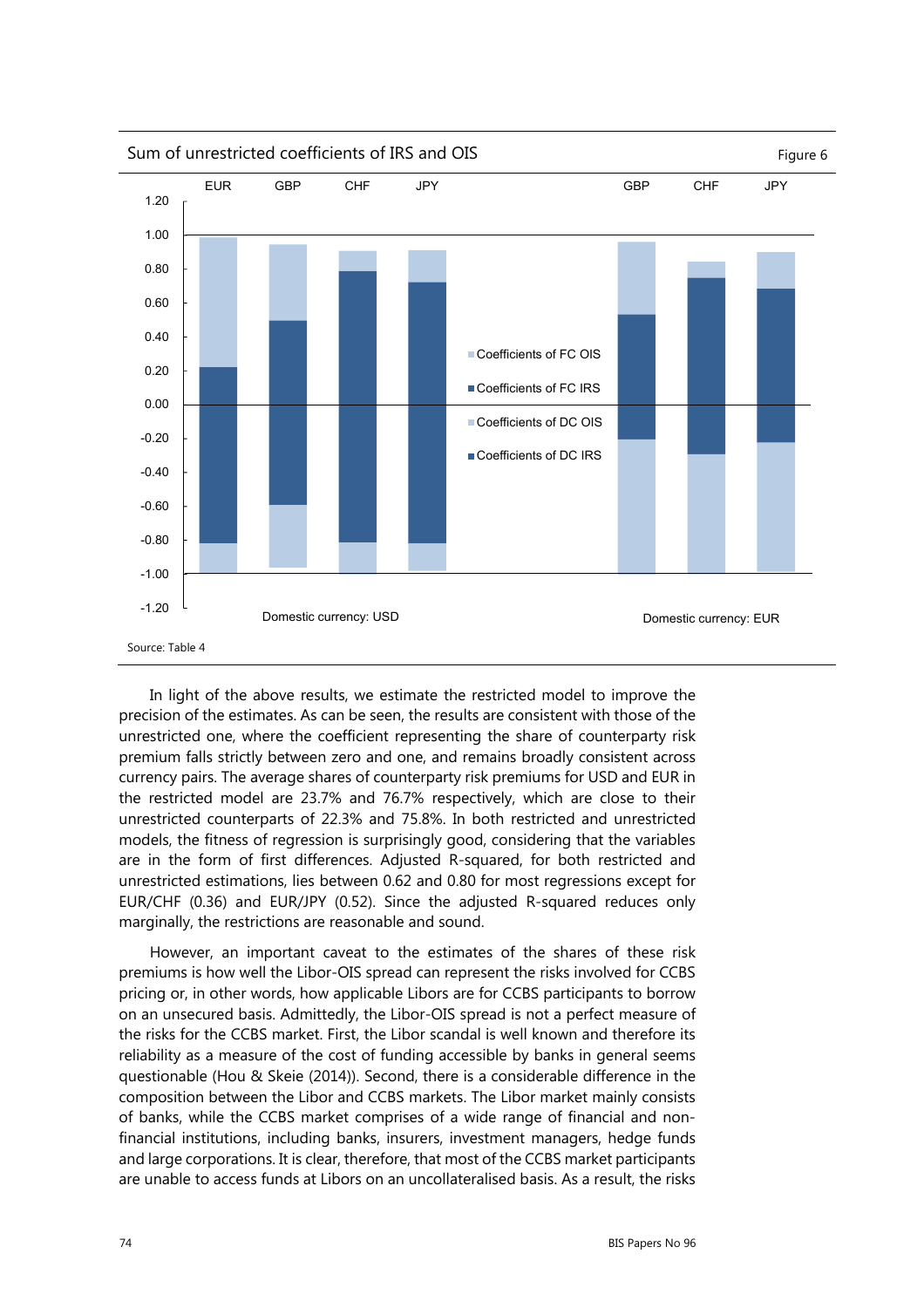Sum of unrestricted coefficients of IRS and OIS

Figure 6

Source: Table 4

In light of the above results, we estimate the restricted model to improve the precision of the estimates. As can be seen, the results are consistent with those of the unrestricted one, where the coefficient representing the share of counterparty risk premium falls strictly between zero and one, and remains broadly consistent across currency pairs. The average shares of counterparty risk premiums for USD and EUR in the restricted model are 23.7% and 76.7% respectively, which are close to their unrestricted counterparts of 22.3% and 75.8%. In both restricted and unrestricted models, the fitness of regression is surprisingly good, considering that the variables are in the form of first differences. Adjusted R-squared, for both restricted and unrestricted estimations, lies between 0.62 and 0.80 for most regressions except for EUR/CHF (0.36) and EUR/JPY (0.52). Since the adjusted R-squared reduces only marginally, the restrictions are reasonable and sound.

However, an important caveat to the estimates of the shares of these risk premiums is how well the Libor-OIS spread can represent the risks involved for CCBS pricing or, in other words, how applicable Libors are for CCBS participants to borrow on an unsecured basis. Admittedly, the Libor-OIS spread is not a perfect measure of the risks for the CCBS market. First, the Libor scandal is well known and therefore its reliability as a measure of the cost of funding accessible by banks in general seems questionable (Hou & Skeie (2014)). Second, there is a considerable difference in the composition between the Libor and CCBS markets. The Libor market mainly consists of banks, while the CCBS market comprises of a wide range of financial and non-financial institutions, including banks, insurers, investment managers, hedge funds and large corporations. It is clear, therefore, that most of the CCBS market participants are unable to access funds at Libors on an uncollateralised basis. As a result, the risks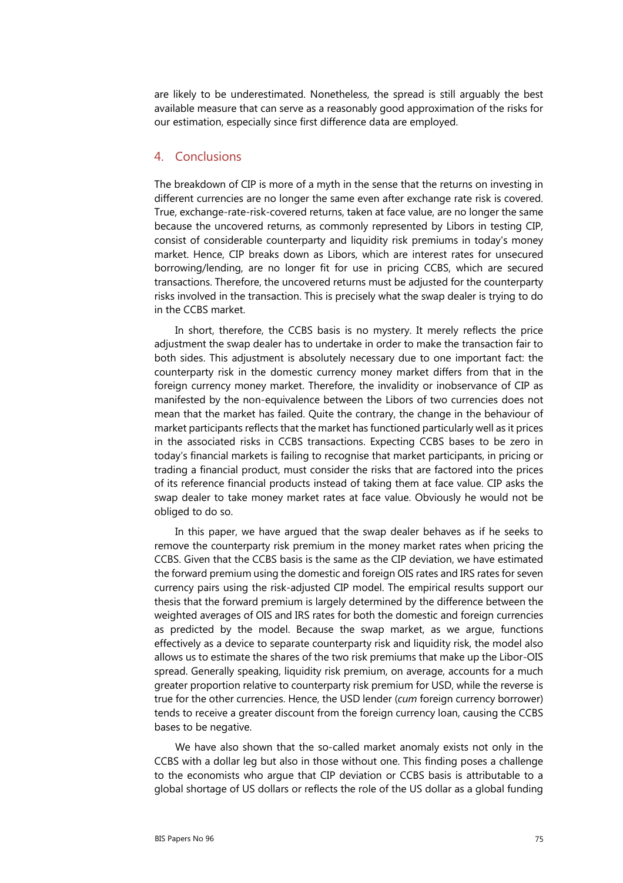are likely to be underestimated. Nonetheless, the spread is still arguably the best available measure that can serve as a reasonably good approximation of the risks for our estimation, especially since first difference data are employed.

## 4. Conclusions

The breakdown of CIP is more of a myth in the sense that the returns on investing in different currencies are no longer the same even after exchange rate risk is covered. True, exchange-rate-risk-covered returns, taken at face value, are no longer the same because the uncovered returns, as commonly represented by Libors in testing CIP, consist of considerable counterparty and liquidity risk premiums in today's money market. Hence, CIP breaks down as Libors, which are interest rates for unsecured borrowing/lending, are no longer fit for use in pricing CCBS, which are secured transactions. Therefore, the uncovered returns must be adjusted for the counterparty risks involved in the transaction. This is precisely what the swap dealer is trying to do in the CCBS market.

In short, therefore, the CCBS basis is no mystery. It merely reflects the price adjustment the swap dealer has to undertake in order to make the transaction fair to both sides. This adjustment is absolutely necessary due to one important fact: the counterparty risk in the domestic currency money market differs from that in the foreign currency money market. Therefore, the invalidity or inobservance of CIP as manifested by the non-equivalence between the Libors of two currencies does not mean that the market has failed. Quite the contrary, the change in the behaviour of market participants reflects that the market has functioned particularly well as it prices in the associated risks in CCBS transactions. Expecting CCBS bases to be zero in today's financial markets is failing to recognise that market participants, in pricing or trading a financial product, must consider the risks that are factored into the prices of its reference financial products instead of taking them at face value. CIP asks the swap dealer to take money market rates at face value. Obviously he would not be obliged to do so.

In this paper, we have argued that the swap dealer behaves as if he seeks to remove the counterparty risk premium in the money market rates when pricing the CCBS. Given that the CCBS basis is the same as the CIP deviation, we have estimated the forward premium using the domestic and foreign OIS rates and IRS rates for seven currency pairs using the risk-adjusted CIP model. The empirical results support our thesis that the forward premium is largely determined by the difference between the weighted averages of OIS and IRS rates for both the domestic and foreign currencies as predicted by the model. Because the swap market, as we argue, functions effectively as a device to separate counterparty risk and liquidity risk, the model also allows us to estimate the shares of the two risk premiums that make up the Libor-OIS spread. Generally speaking, liquidity risk premium, on average, accounts for a much greater proportion relative to counterparty risk premium for USD, while the reverse is true for the other currencies. Hence, the USD lender (*cum* foreign currency borrower) tends to receive a greater discount from the foreign currency loan, causing the CCBS bases to be negative.

We have also shown that the so-called market anomaly exists not only in the CCBS with a dollar leg but also in those without one. This finding poses a challenge to the economists who argue that CIP deviation or CCBS basis is attributable to a global shortage of US dollars or reflects the role of the US dollar as a global funding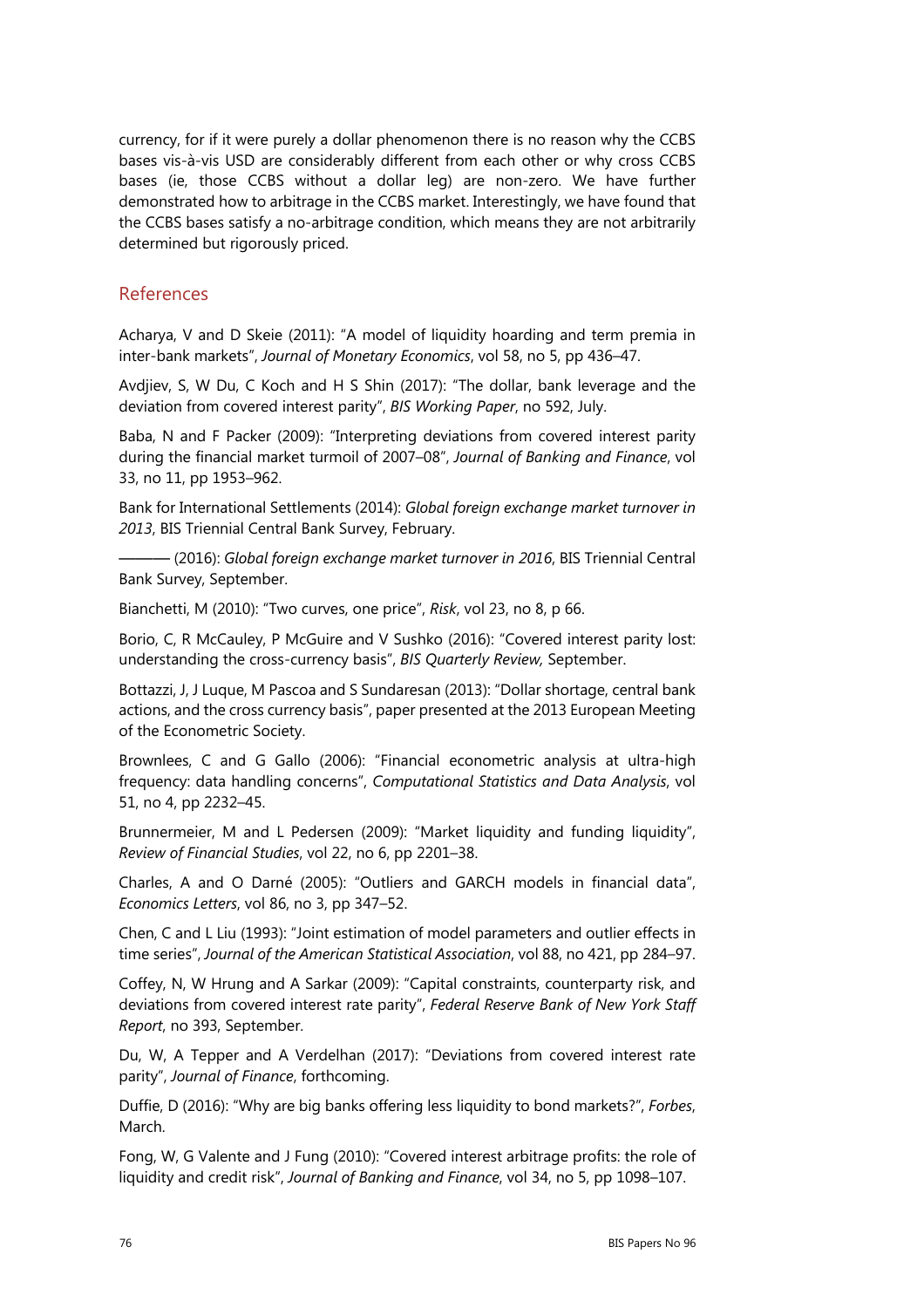currency, for if it were purely a dollar phenomenon there is no reason why the CCBS bases vis-à-vis USD are considerably different from each other or why cross CCBS bases (ie, those CCBS without a dollar leg) are non-zero. We have further demonstrated how to arbitrage in the CCBS market. Interestingly, we have found that the CCBS bases satisfy a no-arbitrage condition, which means they are not arbitrarily determined but rigorously priced.

## References

Acharya, V and D Skeie (2011): "A model of liquidity hoarding and term premia in inter-bank markets", *Journal of Monetary Economics*, vol 58, no 5, pp 436–47.

Avdjiev, S, W Du, C Koch and H S Shin (2017): "The dollar, bank leverage and the deviation from covered interest parity", *BIS Working Paper*, no 592, July.

Baba, N and F Packer (2009): "Interpreting deviations from covered interest parity during the financial market turmoil of 2007–08", *Journal of Banking and Finance*, vol 33, no 11, pp 1953–962.

Bank for International Settlements (2014): *Global foreign exchange market turnover in 2013*, BIS Triennial Central Bank Survey, February.

——— (2016): *Global foreign exchange market turnover in 2016*, BIS Triennial Central Bank Survey, September.

Bianchetti, M (2010): "Two curves, one price", *Risk*, vol 23, no 8, p 66.

Borio, C, R McCauley, P McGuire and V Sushko (2016): "Covered interest parity lost: understanding the cross-currency basis", *BIS Quarterly Review,* September.

Bottazzi, J, J Luque, M Pascoa and S Sundaresan (2013): "Dollar shortage, central bank actions, and the cross currency basis", paper presented at the 2013 European Meeting of the Econometric Society.

Brownlees, C and G Gallo (2006): "Financial econometric analysis at ultra-high frequency: data handling concerns", *Computational Statistics and Data Analysis*, vol 51, no 4, pp 2232–45.

Brunnermeier, M and L Pedersen (2009): "Market liquidity and funding liquidity", *Review of Financial Studies*, vol 22, no 6, pp 2201–38.

Charles, A and O Darné (2005): "Outliers and GARCH models in financial data", *Economics Letters*, vol 86, no 3, pp 347–52.

Chen, C and L Liu (1993): "Joint estimation of model parameters and outlier effects in time series", *Journal of the American Statistical Association*, vol 88, no 421, pp 284–97.

Coffey, N, W Hrung and A Sarkar (2009): "Capital constraints, counterparty risk, and deviations from covered interest rate parity", *Federal Reserve Bank of New York Staff Report*, no 393, September.

Du, W, A Tepper and A Verdelhan (2017): "Deviations from covered interest rate parity", *Journal of Finance*, forthcoming.

Duffie, D (2016): "Why are big banks offering less liquidity to bond markets?", *Forbes*, March.

Fong, W, G Valente and J Fung (2010): "Covered interest arbitrage profits: the role of liquidity and credit risk", *Journal of Banking and Finance*, vol 34, no 5, pp 1098–107.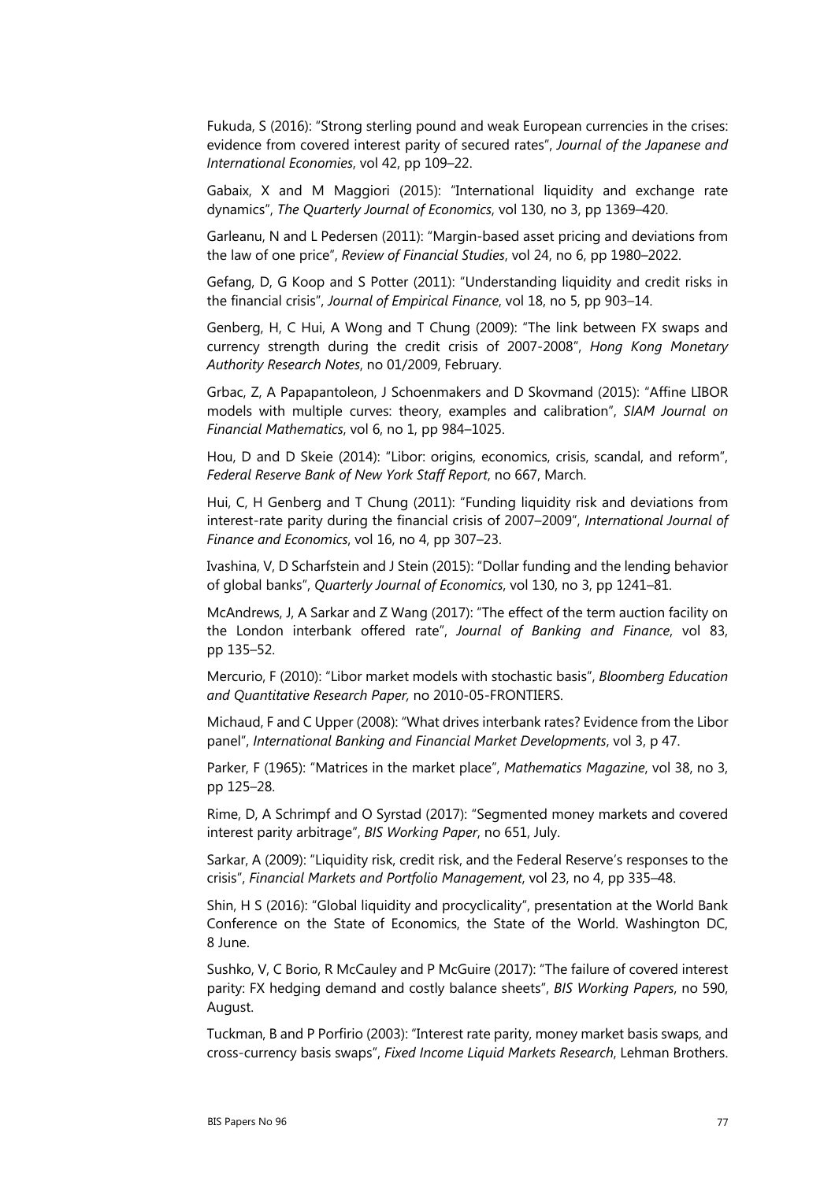Fukuda, S (2016): "Strong sterling pound and weak European currencies in the crises: evidence from covered interest parity of secured rates", *Journal of the Japanese and International Economies*, vol 42, pp 109–22.

Gabaix, X and M Maggiori (2015): "International liquidity and exchange rate dynamics", *The Quarterly Journal of Economics*, vol 130, no 3, pp 1369–420.

Garleanu, N and L Pedersen (2011): "Margin-based asset pricing and deviations from the law of one price", *Review of Financial Studies*, vol 24, no 6, pp 1980–2022.

Gefang, D, G Koop and S Potter (2011): "Understanding liquidity and credit risks in the financial crisis", *Journal of Empirical Finance*, vol 18, no 5, pp 903–14.

Genberg, H, C Hui, A Wong and T Chung (2009): "The link between FX swaps and currency strength during the credit crisis of 2007-2008", *Hong Kong Monetary Authority Research Notes*, no 01/2009, February.

Grbac, Z, A Papapantoleon, J Schoenmakers and D Skovmand (2015): "Affine LIBOR models with multiple curves: theory, examples and calibration", *SIAM Journal on Financial Mathematics*, vol 6, no 1, pp 984–1025.

Hou, D and D Skeie (2014): "Libor: origins, economics, crisis, scandal, and reform", *Federal Reserve Bank of New York Staff Report*, no 667, March.

Hui, C, H Genberg and T Chung (2011): "Funding liquidity risk and deviations from interest-rate parity during the financial crisis of 2007–2009", *International Journal of Finance and Economics*, vol 16, no 4, pp 307–23.

Ivashina, V, D Scharfstein and J Stein (2015): "Dollar funding and the lending behavior of global banks", *Quarterly Journal of Economics*, vol 130, no 3, pp 1241–81.

McAndrews, J, A Sarkar and Z Wang (2017): "The effect of the term auction facility on the London interbank offered rate", *Journal of Banking and Finance*, vol 83, pp 135–52.

Mercurio, F (2010): "Libor market models with stochastic basis", *Bloomberg Education and Quantitative Research Paper,* no 2010-05-FRONTIERS.

Michaud, F and C Upper (2008): "What drives interbank rates? Evidence from the Libor panel", *International Banking and Financial Market Developments*, vol 3, p 47.

Parker, F (1965): "Matrices in the market place", *Mathematics Magazine*, vol 38, no 3, pp 125–28.

Rime, D, A Schrimpf and O Syrstad (2017): "Segmented money markets and covered interest parity arbitrage", *BIS Working Paper*, no 651, July.

Sarkar, A (2009): "Liquidity risk, credit risk, and the Federal Reserve's responses to the crisis", *Financial Markets and Portfolio Management*, vol 23, no 4, pp 335–48.

Shin, H S (2016): "Global liquidity and procyclicality", presentation at the World Bank Conference on the State of Economics, the State of the World. Washington DC, 8 June.

Sushko, V, C Borio, R McCauley and P McGuire (2017): "The failure of covered interest parity: FX hedging demand and costly balance sheets", *BIS Working Papers*, no 590, August.

Tuckman, B and P Porfirio (2003): "Interest rate parity, money market basis swaps, and cross-currency basis swaps", *Fixed Income Liquid Markets Research*, Lehman Brothers.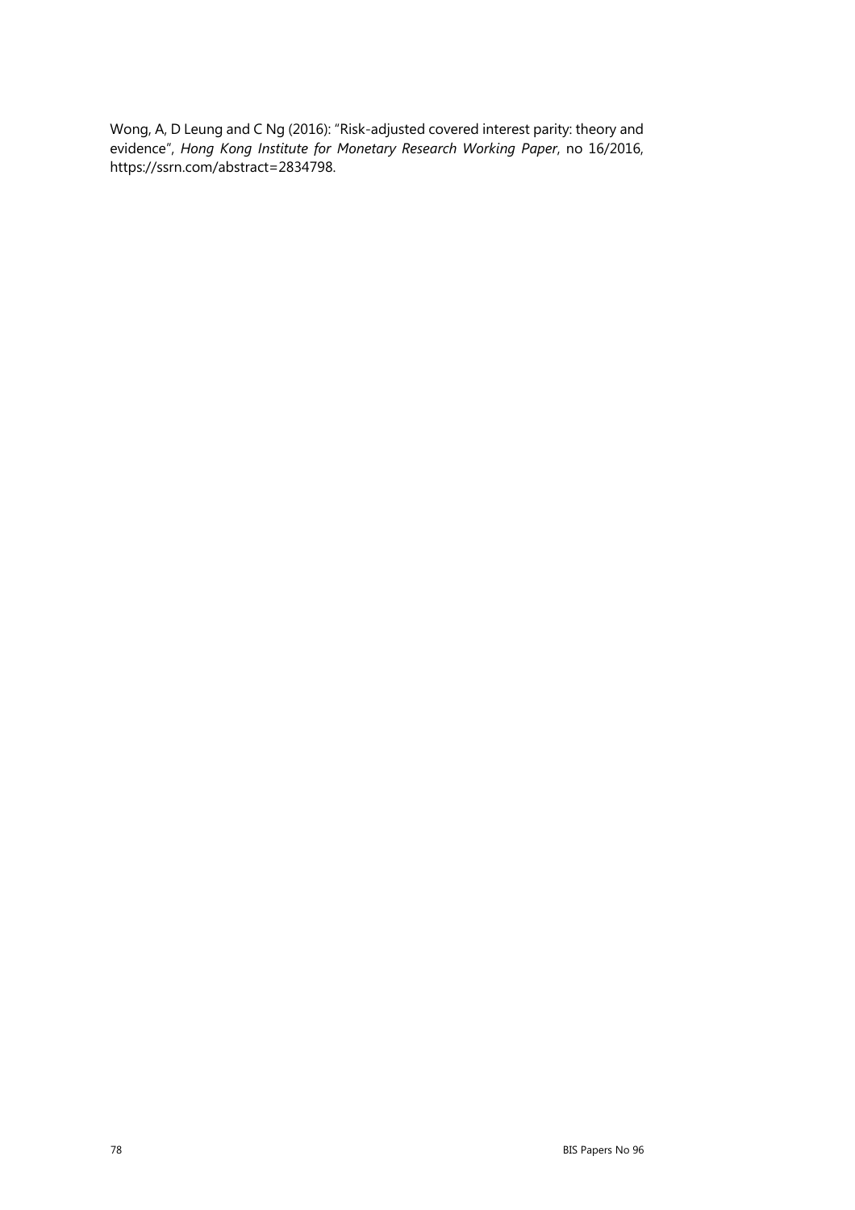Wong, A, D Leung and C Ng (2016): "Risk-adjusted covered interest parity: theory and evidence", *Hong Kong Institute for Monetary Research Working Paper*, no 16/2016, https://ssrn.com/abstract=2834798.